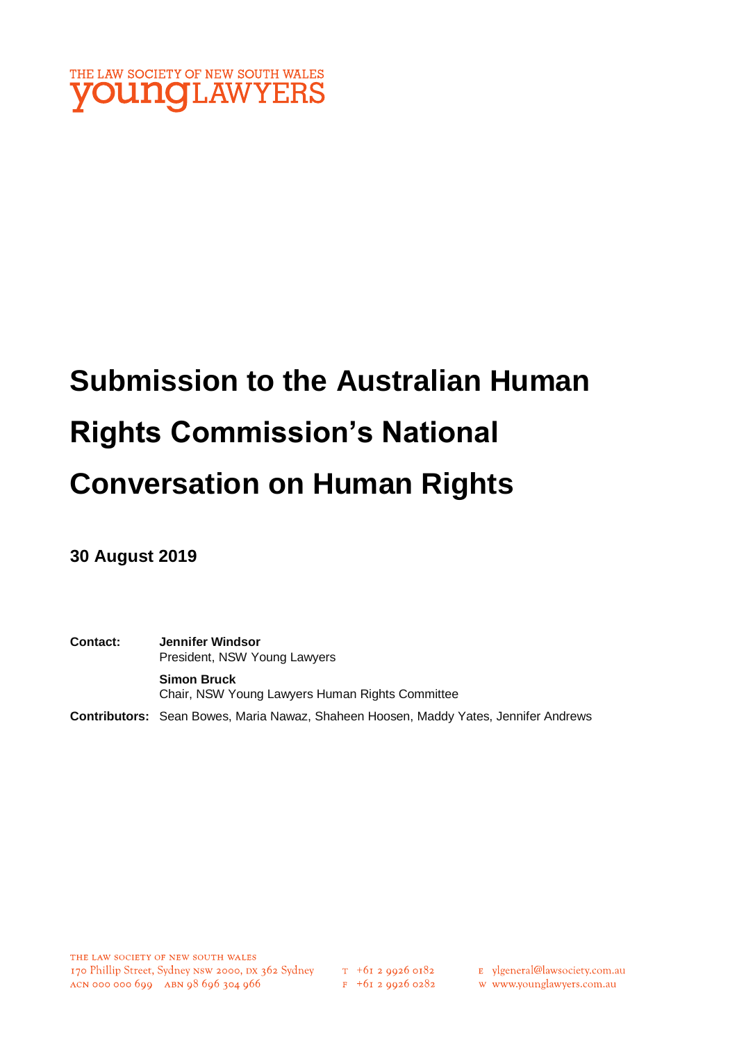THE LAW SOCIETY OF NEW SOUTH WALES
**young**LAWYERS

# Submission to the Australian Human Rights Commission's National Conversation on Human Rights

**30 August 2019**

**Contact:** **Jennifer Windsor**
President, NSW Young Lawyers

**Simon Bruck**
Chair, NSW Young Lawyers Human Rights Committee

**Contributors:** Sean Bowes, Maria Nawaz, Shaheen Hoosen, Maddy Yates, Jennifer Andrews

THE LAW SOCIETY OF NEW SOUTH WALES
170 Phillip Street, Sydney NSW 2000, DX 362 Sydney
ACN 000 000 699 ABN 98 696 304 966

T +61 2 9926 0182
F +61 2 9926 0282

E ylgeneral@lawsociety.com.au
W www.younglawyers.com.au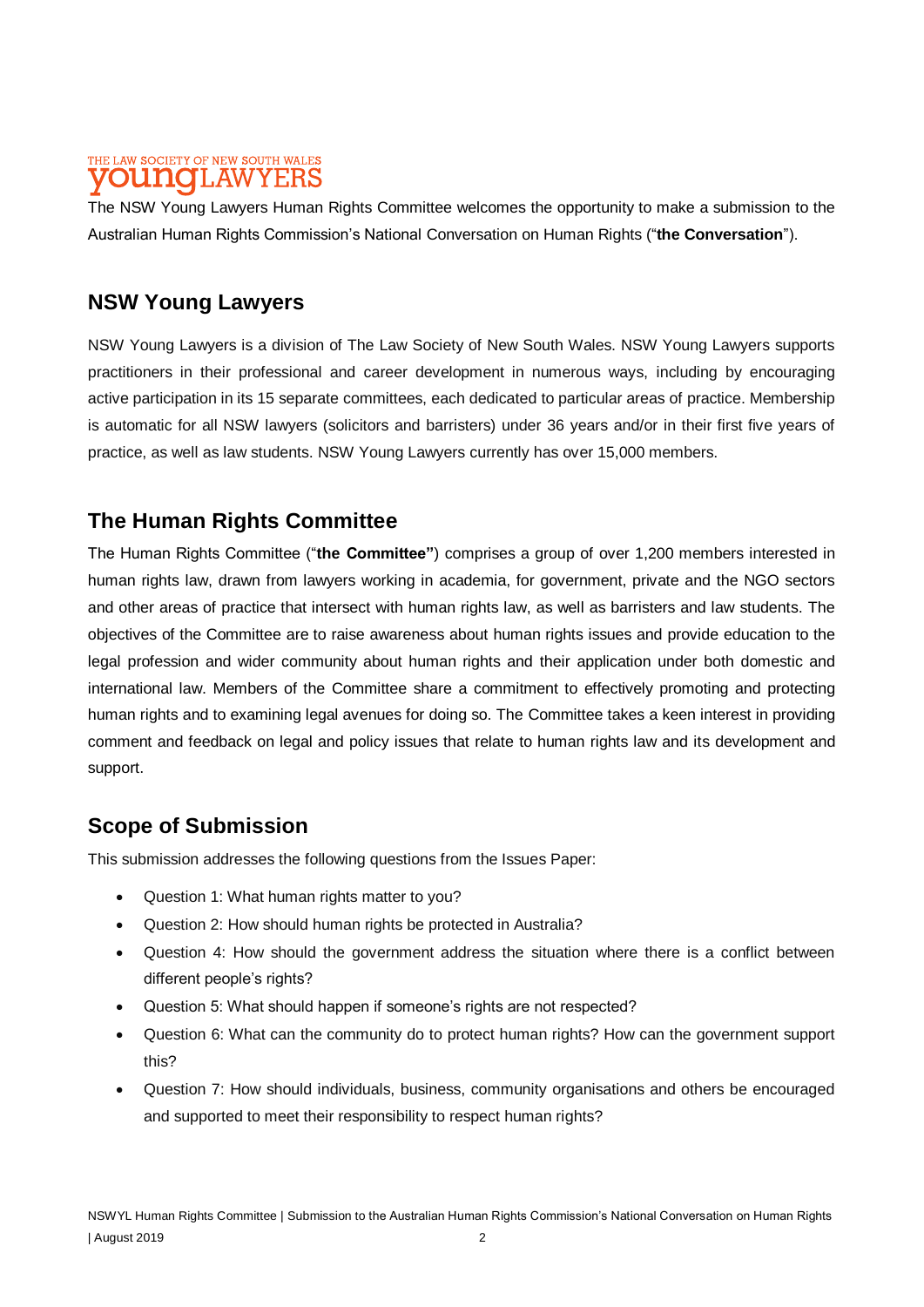The NSW Young Lawyers Human Rights Committee welcomes the opportunity to make a submission to the Australian Human Rights Commission's National Conversation on Human Rights ("**the Conversation**").

## NSW Young Lawyers

NSW Young Lawyers is a division of The Law Society of New South Wales. NSW Young Lawyers supports practitioners in their professional and career development in numerous ways, including by encouraging active participation in its 15 separate committees, each dedicated to particular areas of practice. Membership is automatic for all NSW lawyers (solicitors and barristers) under 36 years and/or in their first five years of practice, as well as law students. NSW Young Lawyers currently has over 15,000 members.

## The Human Rights Committee

The Human Rights Committee ("**the Committee"**) comprises a group of over 1,200 members interested in human rights law, drawn from lawyers working in academia, for government, private and the NGO sectors and other areas of practice that intersect with human rights law, as well as barristers and law students. The objectives of the Committee are to raise awareness about human rights issues and provide education to the legal profession and wider community about human rights and their application under both domestic and international law. Members of the Committee share a commitment to effectively promoting and protecting human rights and to examining legal avenues for doing so. The Committee takes a keen interest in providing comment and feedback on legal and policy issues that relate to human rights law and its development and support.

## Scope of Submission

This submission addresses the following questions from the Issues Paper:

- Question 1: What human rights matter to you?
- Question 2: How should human rights be protected in Australia?
- Question 4: How should the government address the situation where there is a conflict between different people's rights?
- Question 5: What should happen if someone's rights are not respected?
- Question 6: What can the community do to protect human rights? How can the government support this?
- Question 7: How should individuals, business, community organisations and others be encouraged and supported to meet their responsibility to respect human rights?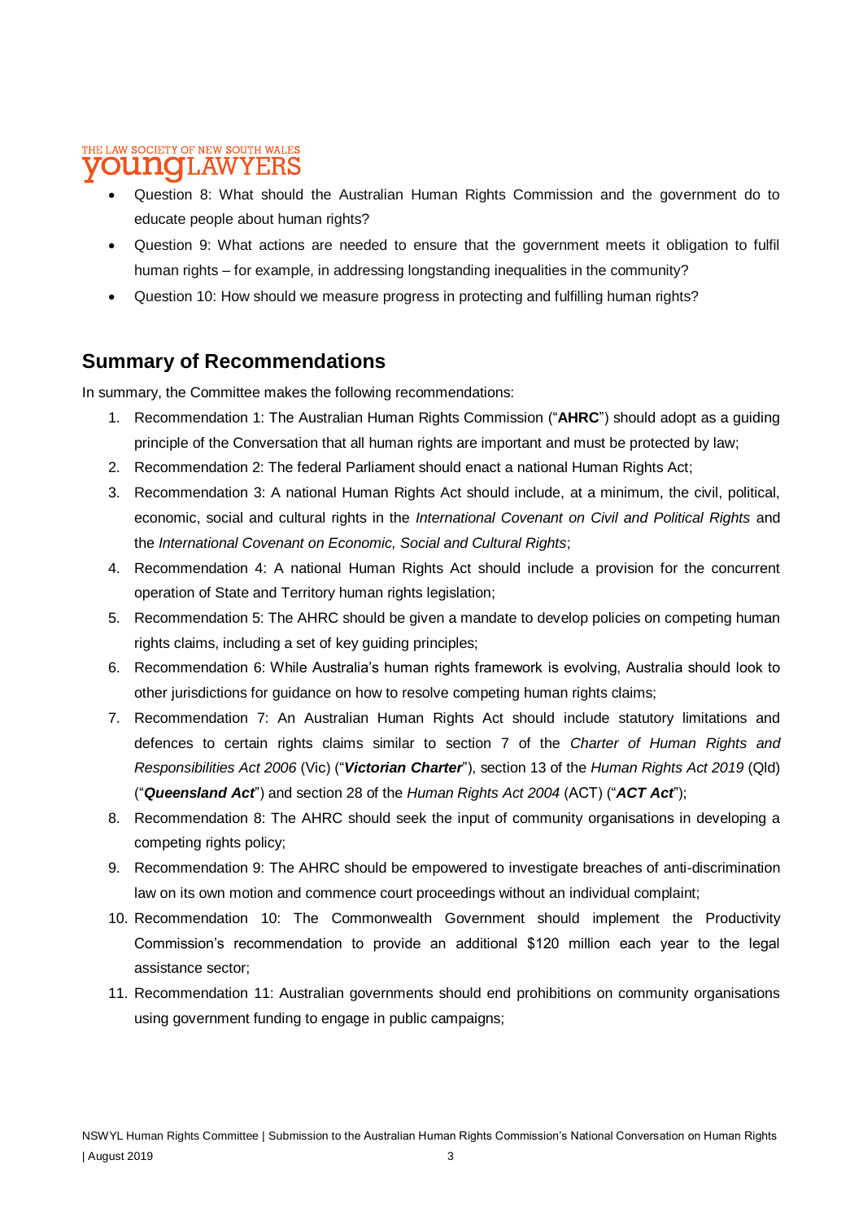- Question 8: What should the Australian Human Rights Commission and the government do to educate people about human rights?
- Question 9: What actions are needed to ensure that the government meets it obligation to fulfil human rights – for example, in addressing longstanding inequalities in the community?
- Question 10: How should we measure progress in protecting and fulfilling human rights?

## Summary of Recommendations

In summary, the Committee makes the following recommendations:

1. Recommendation 1: The Australian Human Rights Commission ("**AHRC**") should adopt as a guiding principle of the Conversation that all human rights are important and must be protected by law;
2. Recommendation 2: The federal Parliament should enact a national Human Rights Act;
3. Recommendation 3: A national Human Rights Act should include, at a minimum, the civil, political, economic, social and cultural rights in the *International Covenant on Civil and Political Rights* and the *International Covenant on Economic, Social and Cultural Rights*;
4. Recommendation 4: A national Human Rights Act should include a provision for the concurrent operation of State and Territory human rights legislation;
5. Recommendation 5: The AHRC should be given a mandate to develop policies on competing human rights claims, including a set of key guiding principles;
6. Recommendation 6: While Australia's human rights framework is evolving, Australia should look to other jurisdictions for guidance on how to resolve competing human rights claims;
7. Recommendation 7: An Australian Human Rights Act should include statutory limitations and defences to certain rights claims similar to section 7 of the *Charter of Human Rights and Responsibilities Act 2006* (Vic) ("***Victorian Charter***"), section 13 of the *Human Rights Act 2019* (Qld) ("***Queensland Act***") and section 28 of the *Human Rights Act 2004* (ACT) ("***ACT Act***");
8. Recommendation 8: The AHRC should seek the input of community organisations in developing a competing rights policy;
9. Recommendation 9: The AHRC should be empowered to investigate breaches of anti-discrimination law on its own motion and commence court proceedings without an individual complaint;
10. Recommendation 10: The Commonwealth Government should implement the Productivity Commission's recommendation to provide an additional $120 million each year to the legal assistance sector;
11. Recommendation 11: Australian governments should end prohibitions on community organisations using government funding to engage in public campaigns;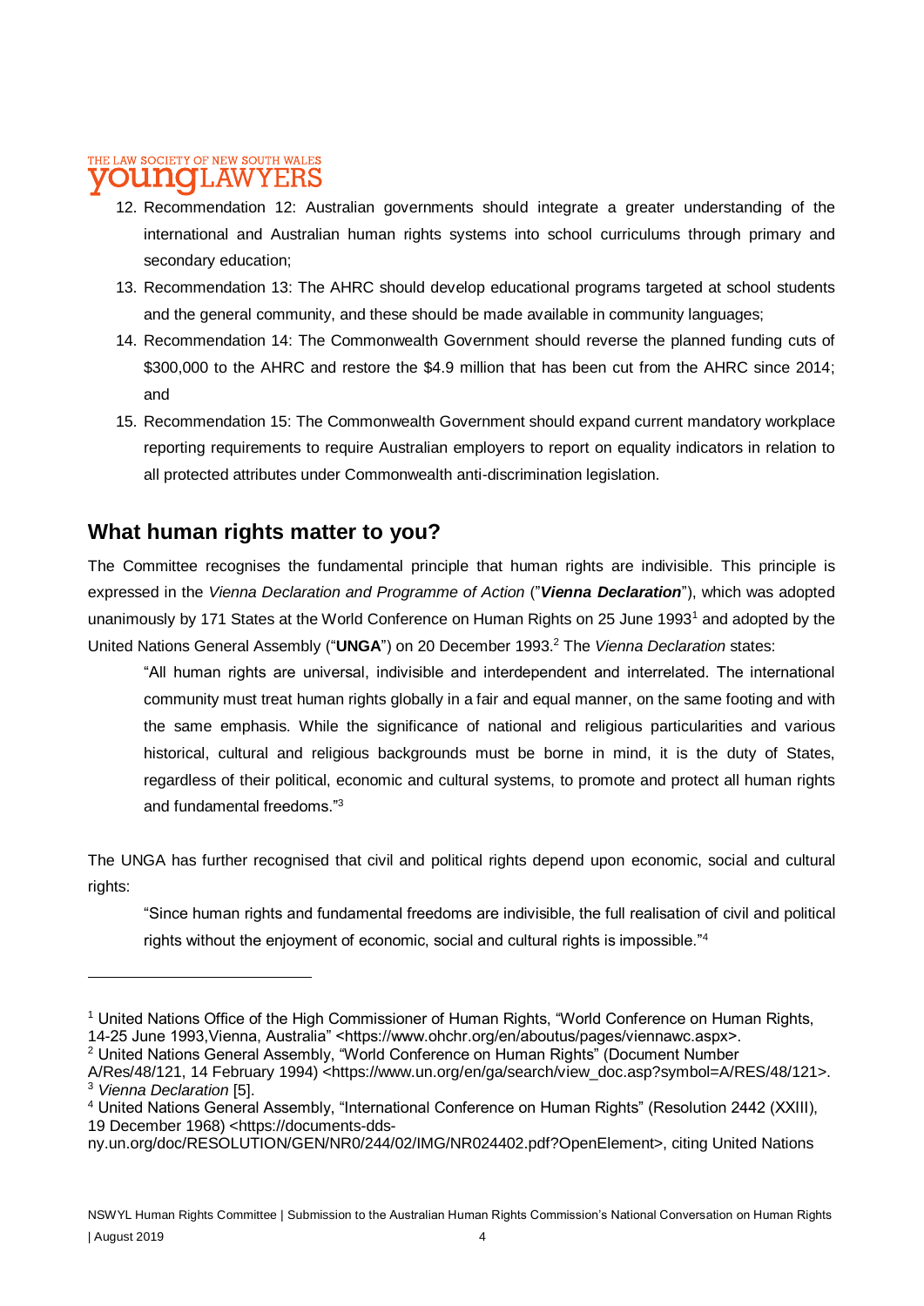12. Recommendation 12: Australian governments should integrate a greater understanding of the international and Australian human rights systems into school curriculums through primary and secondary education;
13. Recommendation 13: The AHRC should develop educational programs targeted at school students and the general community, and these should be made available in community languages;
14. Recommendation 14: The Commonwealth Government should reverse the planned funding cuts of $300,000 to the AHRC and restore the $4.9 million that has been cut from the AHRC since 2014; and
15. Recommendation 15: The Commonwealth Government should expand current mandatory workplace reporting requirements to require Australian employers to report on equality indicators in relation to all protected attributes under Commonwealth anti-discrimination legislation.

## What human rights matter to you?

The Committee recognises the fundamental principle that human rights are indivisible. This principle is expressed in the *Vienna Declaration and Programme of Action* ("***Vienna Declaration***"), which was adopted unanimously by 171 States at the World Conference on Human Rights on 25 June 1993[1] and adopted by the United Nations General Assembly ("**UNGA**") on 20 December 1993.[2] The *Vienna Declaration* states:

> "All human rights are universal, indivisible and interdependent and interrelated. The international community must treat human rights globally in a fair and equal manner, on the same footing and with the same emphasis. While the significance of national and religious particularities and various historical, cultural and religious backgrounds must be borne in mind, it is the duty of States, regardless of their political, economic and cultural systems, to promote and protect all human rights and fundamental freedoms."[3]

The UNGA has further recognised that civil and political rights depend upon economic, social and cultural rights:

> "Since human rights and fundamental freedoms are indivisible, the full realisation of civil and political rights without the enjoyment of economic, social and cultural rights is impossible."[4]

---

[1] United Nations Office of the High Commissioner of Human Rights, "World Conference on Human Rights, 14-25 June 1993,Vienna, Australia" <https://www.ohchr.org/en/aboutus/pages/viennawc.aspx>.

[2] United Nations General Assembly, "World Conference on Human Rights" (Document Number A/Res/48/121, 14 February 1994) <https://www.un.org/en/ga/search/view_doc.asp?symbol=A/RES/48/121>.

[3] *Vienna Declaration* [5].

[4] United Nations General Assembly, "International Conference on Human Rights" (Resolution 2442 (XXIII), 19 December 1968) <https://documents-dds-ny.un.org/doc/RESOLUTION/GEN/NR0/244/02/IMG/NR024402.pdf?OpenElement>, citing United Nations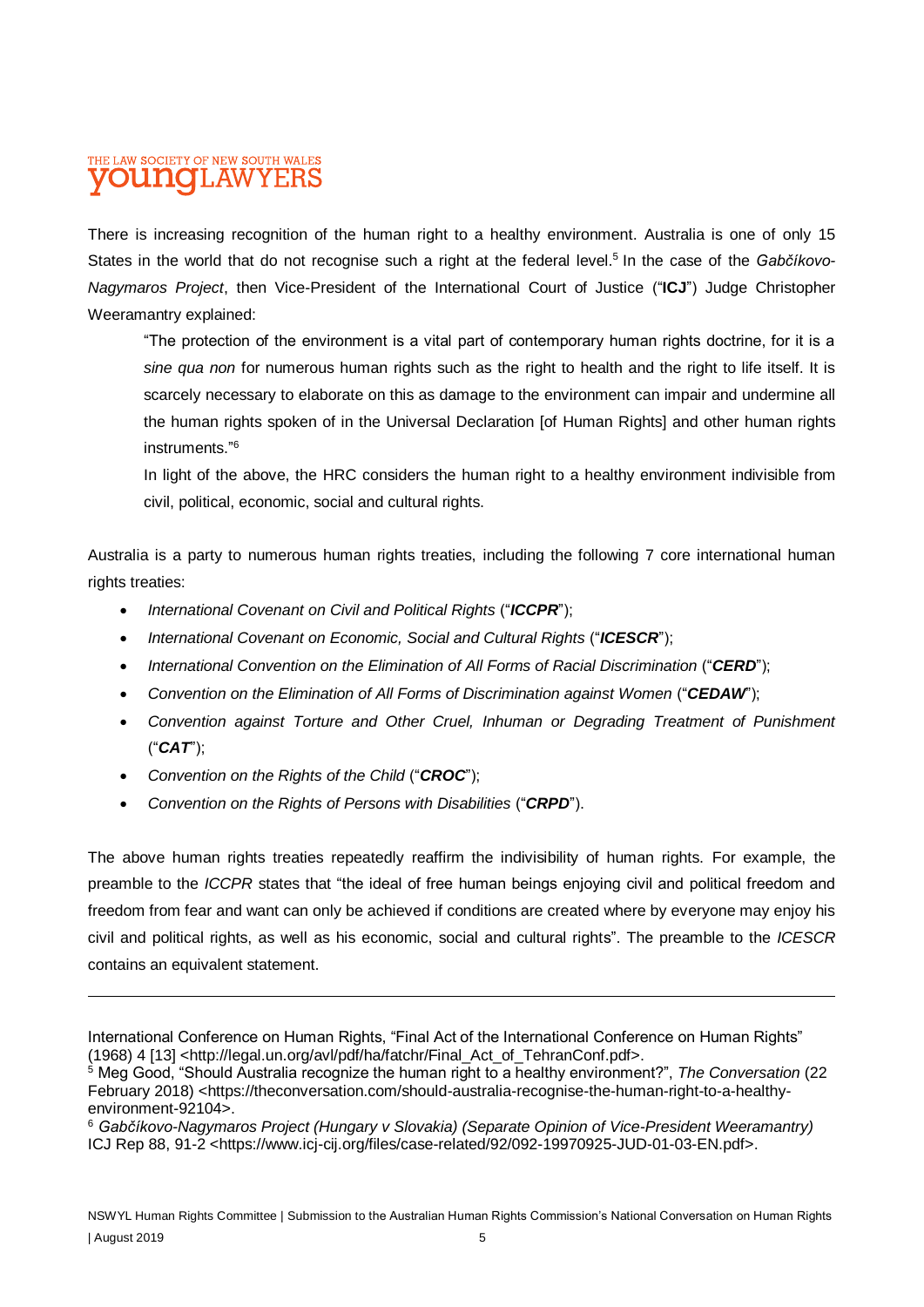There is increasing recognition of the human right to a healthy environment. Australia is one of only 15 States in the world that do not recognise such a right at the federal level.[5] In the case of the *Gabčíkovo-Nagymaros Project*, then Vice-President of the International Court of Justice ("**ICJ**") Judge Christopher Weeramantry explained:

> "The protection of the environment is a vital part of contemporary human rights doctrine, for it is a *sine qua non* for numerous human rights such as the right to health and the right to life itself. It is scarcely necessary to elaborate on this as damage to the environment can impair and undermine all the human rights spoken of in the Universal Declaration [of Human Rights] and other human rights instruments."[6]
>
> In light of the above, the HRC considers the human right to a healthy environment indivisible from civil, political, economic, social and cultural rights.

Australia is a party to numerous human rights treaties, including the following 7 core international human rights treaties:

- *International Covenant on Civil and Political Rights* ("***ICCPR***");
- *International Covenant on Economic, Social and Cultural Rights* ("***ICESCR***");
- *International Convention on the Elimination of All Forms of Racial Discrimination* ("***CERD***");
- *Convention on the Elimination of All Forms of Discrimination against Women* ("***CEDAW***");
- *Convention against Torture and Other Cruel, Inhuman or Degrading Treatment of Punishment* ("***CAT***");
- *Convention on the Rights of the Child* ("***CROC***");
- *Convention on the Rights of Persons with Disabilities* ("***CRPD***").

The above human rights treaties repeatedly reaffirm the indivisibility of human rights. For example, the preamble to the *ICCPR* states that "the ideal of free human beings enjoying civil and political freedom and freedom from fear and want can only be achieved if conditions are created where by everyone may enjoy his civil and political rights, as well as his economic, social and cultural rights". The preamble to the *ICESCR* contains an equivalent statement.

---

International Conference on Human Rights, "Final Act of the International Conference on Human Rights" (1968) 4 [13] <http://legal.un.org/avl/pdf/ha/fatchr/Final_Act_of_TehranConf.pdf>.

[5] Meg Good, "Should Australia recognize the human right to a healthy environment?", *The Conversation* (22 February 2018) <https://theconversation.com/should-australia-recognise-the-human-right-to-a-healthy-environment-92104>.

[6] *Gabčíkovo-Nagymaros Project (Hungary v Slovakia) (Separate Opinion of Vice-President Weeramantry)* ICJ Rep 88, 91-2 <https://www.icj-cij.org/files/case-related/92/092-19970925-JUD-01-03-EN.pdf>.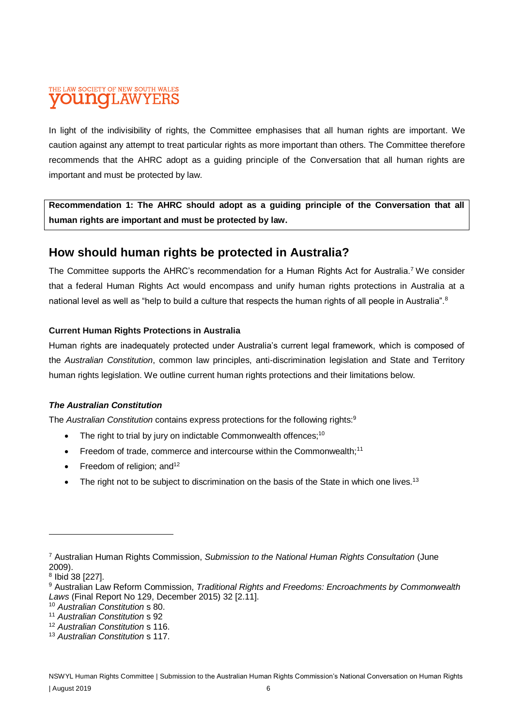In light of the indivisibility of rights, the Committee emphasises that all human rights are important. We caution against any attempt to treat particular rights as more important than others. The Committee therefore recommends that the AHRC adopt as a guiding principle of the Conversation that all human rights are important and must be protected by law.

**Recommendation 1: The AHRC should adopt as a guiding principle of the Conversation that all human rights are important and must be protected by law.**

## How should human rights be protected in Australia?

The Committee supports the AHRC's recommendation for a Human Rights Act for Australia.[7] We consider that a federal Human Rights Act would encompass and unify human rights protections in Australia at a national level as well as "help to build a culture that respects the human rights of all people in Australia".[8]

### Current Human Rights Protections in Australia

Human rights are inadequately protected under Australia's current legal framework, which is composed of the *Australian Constitution*, common law principles, anti-discrimination legislation and State and Territory human rights legislation. We outline current human rights protections and their limitations below.

#### *The Australian Constitution*

The *Australian Constitution* contains express protections for the following rights:[9]

- The right to trial by jury on indictable Commonwealth offences;[10]
- Freedom of trade, commerce and intercourse within the Commonwealth;[11]
- Freedom of religion; and[12]
- The right not to be subject to discrimination on the basis of the State in which one lives.[13]

---

[7] Australian Human Rights Commission, *Submission to the National Human Rights Consultation* (June 2009).
[8] Ibid 38 [227].
[9] Australian Law Reform Commission, *Traditional Rights and Freedoms: Encroachments by Commonwealth Laws* (Final Report No 129, December 2015) 32 [2.11].
[10] *Australian Constitution* s 80.
[11] *Australian Constitution* s 92
[12] *Australian Constitution* s 116.
[13] *Australian Constitution* s 117.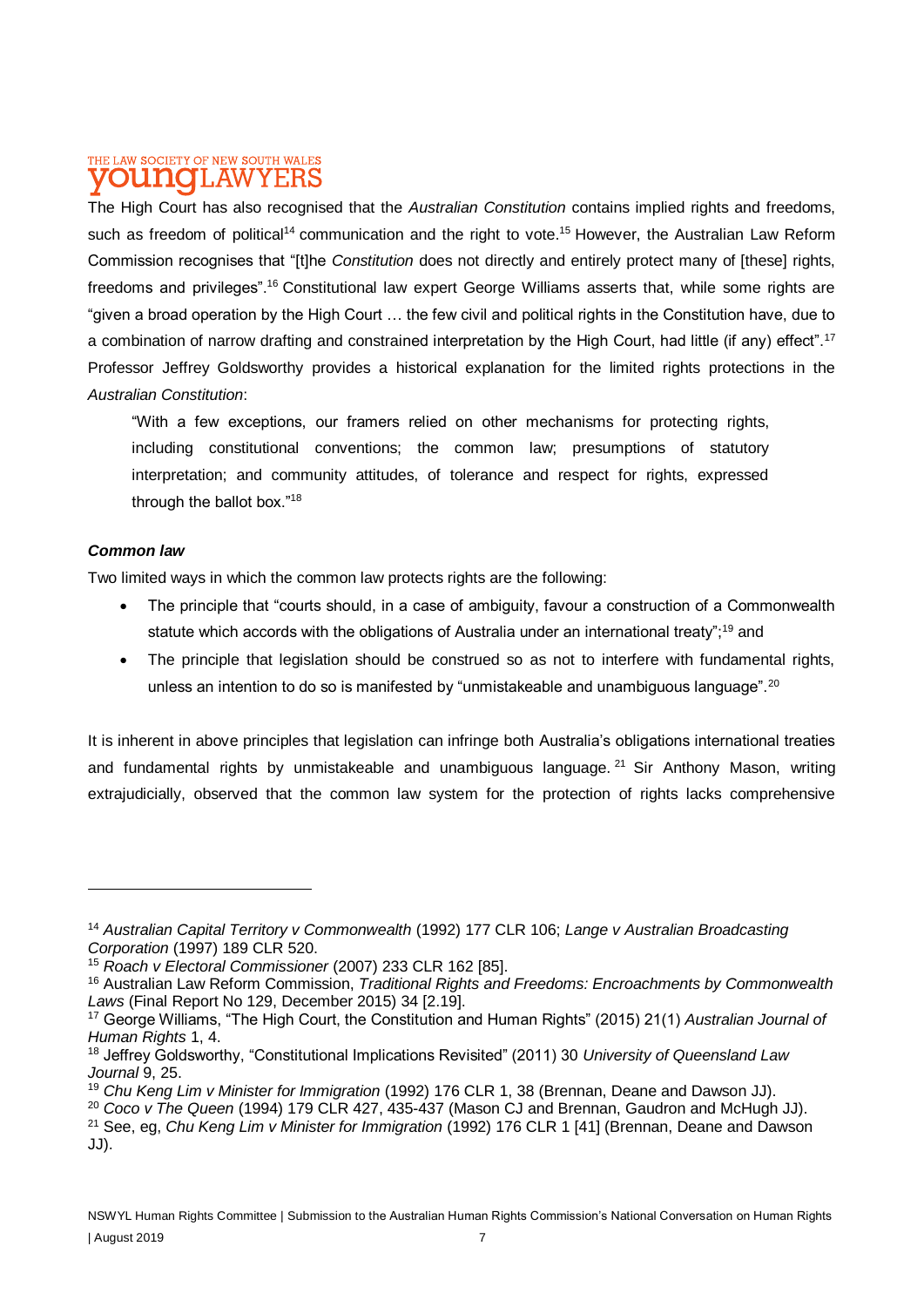The High Court has also recognised that the *Australian Constitution* contains implied rights and freedoms, such as freedom of political[14] communication and the right to vote.[15] However, the Australian Law Reform Commission recognises that "[t]he *Constitution* does not directly and entirely protect many of [these] rights, freedoms and privileges".[16] Constitutional law expert George Williams asserts that, while some rights are "given a broad operation by the High Court … the few civil and political rights in the Constitution have, due to a combination of narrow drafting and constrained interpretation by the High Court, had little (if any) effect".[17] Professor Jeffrey Goldsworthy provides a historical explanation for the limited rights protections in the *Australian Constitution*:

> "With a few exceptions, our framers relied on other mechanisms for protecting rights, including constitutional conventions; the common law; presumptions of statutory interpretation; and community attitudes, of tolerance and respect for rights, expressed through the ballot box."[18]

***Common law***

Two limited ways in which the common law protects rights are the following:

- The principle that "courts should, in a case of ambiguity, favour a construction of a Commonwealth statute which accords with the obligations of Australia under an international treaty";[19] and
- The principle that legislation should be construed so as not to interfere with fundamental rights, unless an intention to do so is manifested by "unmistakeable and unambiguous language".[20]

It is inherent in above principles that legislation can infringe both Australia's obligations international treaties and fundamental rights by unmistakeable and unambiguous language.[21] Sir Anthony Mason, writing extrajudicially, observed that the common law system for the protection of rights lacks comprehensive

---

[14] *Australian Capital Territory v Commonwealth* (1992) 177 CLR 106; *Lange v Australian Broadcasting Corporation* (1997) 189 CLR 520.

[15] *Roach v Electoral Commissioner* (2007) 233 CLR 162 [85].

[16] Australian Law Reform Commission, *Traditional Rights and Freedoms: Encroachments by Commonwealth Laws* (Final Report No 129, December 2015) 34 [2.19].

[17] George Williams, "The High Court, the Constitution and Human Rights" (2015) 21(1) *Australian Journal of Human Rights* 1, 4.

[18] Jeffrey Goldsworthy, "Constitutional Implications Revisited" (2011) 30 *University of Queensland Law Journal* 9, 25.

[19] *Chu Keng Lim v Minister for Immigration* (1992) 176 CLR 1, 38 (Brennan, Deane and Dawson JJ).

[20] *Coco v The Queen* (1994) 179 CLR 427, 435-437 (Mason CJ and Brennan, Gaudron and McHugh JJ).

[21] See, eg, *Chu Keng Lim v Minister for Immigration* (1992) 176 CLR 1 [41] (Brennan, Deane and Dawson JJ).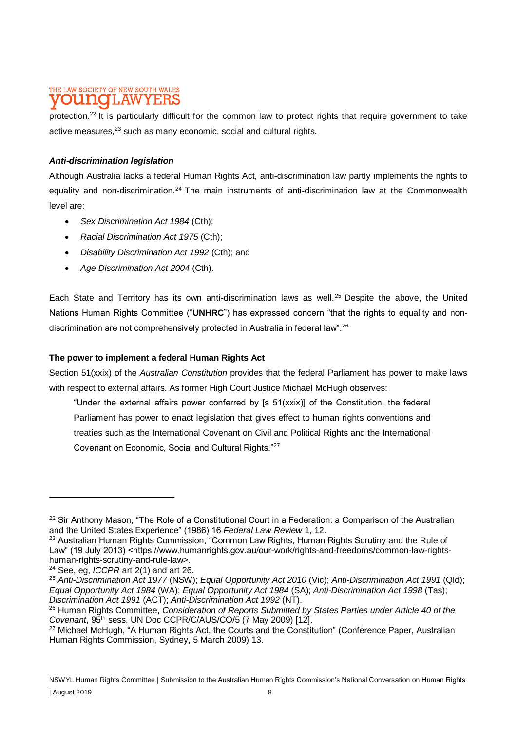protection.[22] It is particularly difficult for the common law to protect rights that require government to take active measures,[23] such as many economic, social and cultural rights.

***Anti-discrimination legislation***

Although Australia lacks a federal Human Rights Act, anti-discrimination law partly implements the rights to equality and non-discrimination.[24] The main instruments of anti-discrimination law at the Commonwealth level are:

- *Sex Discrimination Act 1984* (Cth);
- *Racial Discrimination Act 1975* (Cth);
- *Disability Discrimination Act 1992* (Cth); and
- *Age Discrimination Act 2004* (Cth).

Each State and Territory has its own anti-discrimination laws as well.[25] Despite the above, the United Nations Human Rights Committee ("**UNHRC**") has expressed concern "that the rights to equality and non-discrimination are not comprehensively protected in Australia in federal law".[26]

**The power to implement a federal Human Rights Act**

Section 51(xxix) of the *Australian Constitution* provides that the federal Parliament has power to make laws with respect to external affairs. As former High Court Justice Michael McHugh observes:

> "Under the external affairs power conferred by [s 51(xxix)] of the Constitution, the federal Parliament has power to enact legislation that gives effect to human rights conventions and treaties such as the International Covenant on Civil and Political Rights and the International Covenant on Economic, Social and Cultural Rights."[27]

---

[22] Sir Anthony Mason, "The Role of a Constitutional Court in a Federation: a Comparison of the Australian and the United States Experience" (1986) 16 *Federal Law Review* 1, 12.

[23] Australian Human Rights Commission, "Common Law Rights, Human Rights Scrutiny and the Rule of Law" (19 July 2013) <https://www.humanrights.gov.au/our-work/rights-and-freedoms/common-law-rights-human-rights-scrutiny-and-rule-law>.

[24] See, eg, *ICCPR* art 2(1) and art 26.

[25] *Anti-Discrimination Act 1977* (NSW); *Equal Opportunity Act 2010* (Vic); *Anti-Discrimination Act 1991* (Qld); *Equal Opportunity Act 1984* (WA); *Equal Opportunity Act 1984* (SA); *Anti-Discrimination Act 1998* (Tas); *Discrimination Act 1991* (ACT); *Anti-Discrimination Act 1992* (NT).

[26] Human Rights Committee, *Consideration of Reports Submitted by States Parties under Article 40 of the Covenant*, 95th sess, UN Doc CCPR/C/AUS/CO/5 (7 May 2009) [12].

[27] Michael McHugh, "A Human Rights Act, the Courts and the Constitution" (Conference Paper, Australian Human Rights Commission, Sydney, 5 March 2009) 13.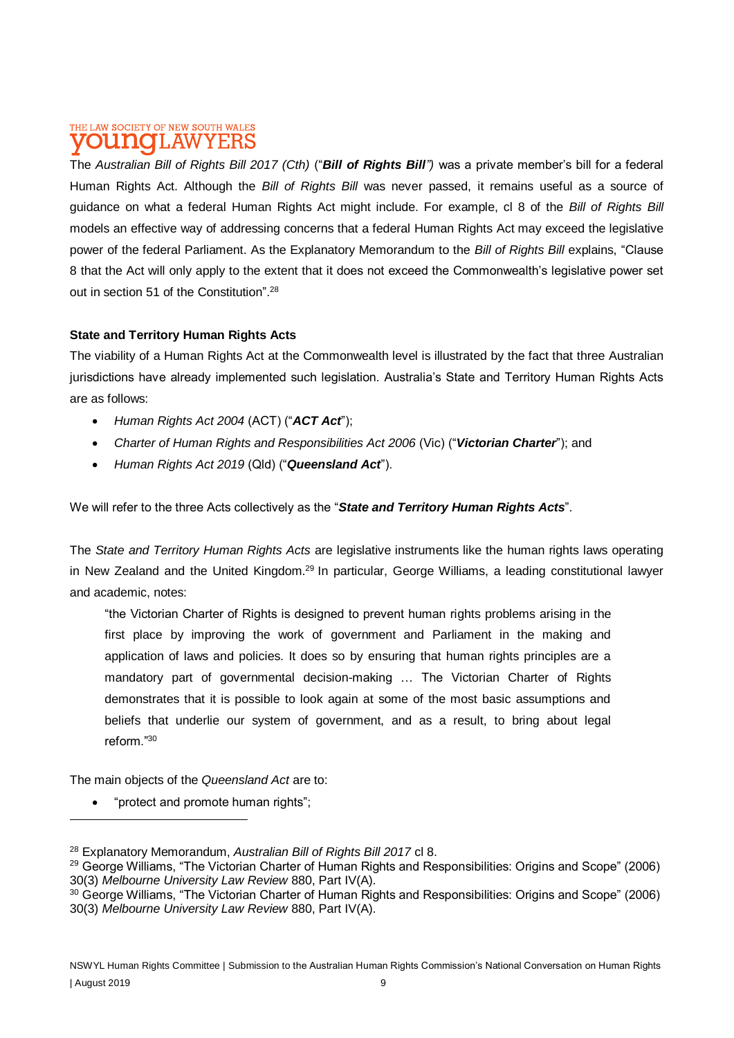The *Australian Bill of Rights Bill 2017 (Cth)* ("***Bill of Rights Bill****")* was a private member's bill for a federal Human Rights Act. Although the *Bill of Rights Bill* was never passed, it remains useful as a source of guidance on what a federal Human Rights Act might include. For example, cl 8 of the *Bill of Rights Bill* models an effective way of addressing concerns that a federal Human Rights Act may exceed the legislative power of the federal Parliament. As the Explanatory Memorandum to the *Bill of Rights Bill* explains, "Clause 8 that the Act will only apply to the extent that it does not exceed the Commonwealth's legislative power set out in section 51 of the Constitution".[28]

**State and Territory Human Rights Acts**

The viability of a Human Rights Act at the Commonwealth level is illustrated by the fact that three Australian jurisdictions have already implemented such legislation. Australia's State and Territory Human Rights Acts are as follows:

- *Human Rights Act 2004* (ACT) ("***ACT Act***");
- *Charter of Human Rights and Responsibilities Act 2006* (Vic) ("***Victorian Charter***"); and
- *Human Rights Act 2019* (Qld) ("***Queensland Act***").

We will refer to the three Acts collectively as the "***State and Territory Human Rights Acts***".

The *State and Territory Human Rights Acts* are legislative instruments like the human rights laws operating in New Zealand and the United Kingdom.[29] In particular, George Williams, a leading constitutional lawyer and academic, notes:

> "the Victorian Charter of Rights is designed to prevent human rights problems arising in the first place by improving the work of government and Parliament in the making and application of laws and policies. It does so by ensuring that human rights principles are a mandatory part of governmental decision-making … The Victorian Charter of Rights demonstrates that it is possible to look again at some of the most basic assumptions and beliefs that underlie our system of government, and as a result, to bring about legal reform."[30]

The main objects of the *Queensland Act* are to:

- "protect and promote human rights";

---

[28] Explanatory Memorandum, *Australian Bill of Rights Bill 2017* cl 8.

[29] George Williams, "The Victorian Charter of Human Rights and Responsibilities: Origins and Scope" (2006) 30(3) *Melbourne University Law Review* 880, Part IV(A).

[30] George Williams, "The Victorian Charter of Human Rights and Responsibilities: Origins and Scope" (2006) 30(3) *Melbourne University Law Review* 880, Part IV(A).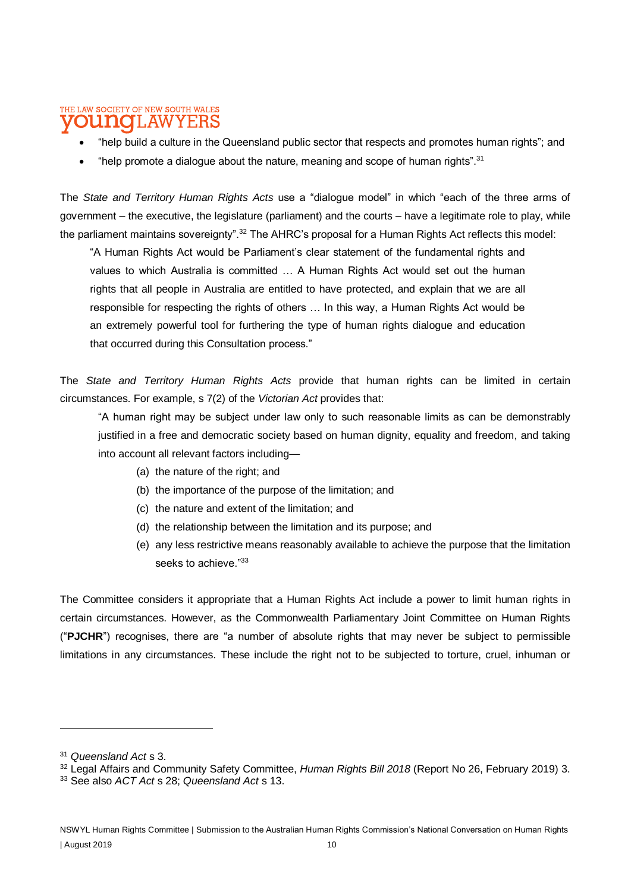- "help build a culture in the Queensland public sector that respects and promotes human rights"; and
- "help promote a dialogue about the nature, meaning and scope of human rights".[31]

The *State and Territory Human Rights Acts* use a "dialogue model" in which "each of the three arms of government – the executive, the legislature (parliament) and the courts – have a legitimate role to play, while the parliament maintains sovereignty".[32] The AHRC's proposal for a Human Rights Act reflects this model:

> "A Human Rights Act would be Parliament's clear statement of the fundamental rights and values to which Australia is committed … A Human Rights Act would set out the human rights that all people in Australia are entitled to have protected, and explain that we are all responsible for respecting the rights of others … In this way, a Human Rights Act would be an extremely powerful tool for furthering the type of human rights dialogue and education that occurred during this Consultation process."

The *State and Territory Human Rights Acts* provide that human rights can be limited in certain circumstances. For example, s 7(2) of the *Victorian Act* provides that:

> "A human right may be subject under law only to such reasonable limits as can be demonstrably justified in a free and democratic society based on human dignity, equality and freedom, and taking into account all relevant factors including—
>
> (a) the nature of the right; and
>
> (b) the importance of the purpose of the limitation; and
>
> (c) the nature and extent of the limitation; and
>
> (d) the relationship between the limitation and its purpose; and
>
> (e) any less restrictive means reasonably available to achieve the purpose that the limitation seeks to achieve."[33]

The Committee considers it appropriate that a Human Rights Act include a power to limit human rights in certain circumstances. However, as the Commonwealth Parliamentary Joint Committee on Human Rights ("**PJCHR**") recognises, there are "a number of absolute rights that may never be subject to permissible limitations in any circumstances. These include the right not to be subjected to torture, cruel, inhuman or

[31] *Queensland Act* s 3.

[32] Legal Affairs and Community Safety Committee, *Human Rights Bill 2018* (Report No 26, February 2019) 3.

[33] See also *ACT Act* s 28; *Queensland Act* s 13.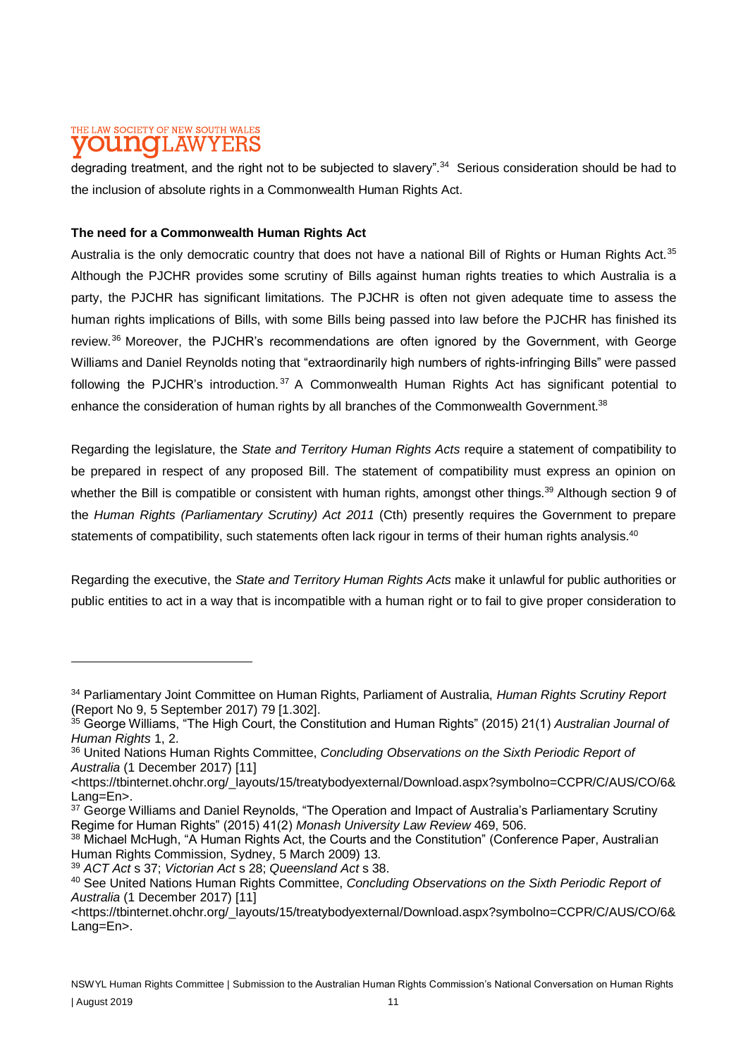degrading treatment, and the right not to be subjected to slavery".[34] Serious consideration should be had to the inclusion of absolute rights in a Commonwealth Human Rights Act.

**The need for a Commonwealth Human Rights Act**

Australia is the only democratic country that does not have a national Bill of Rights or Human Rights Act.[35] Although the PJCHR provides some scrutiny of Bills against human rights treaties to which Australia is a party, the PJCHR has significant limitations. The PJCHR is often not given adequate time to assess the human rights implications of Bills, with some Bills being passed into law before the PJCHR has finished its review.[36] Moreover, the PJCHR's recommendations are often ignored by the Government, with George Williams and Daniel Reynolds noting that "extraordinarily high numbers of rights-infringing Bills" were passed following the PJCHR's introduction.[37] A Commonwealth Human Rights Act has significant potential to enhance the consideration of human rights by all branches of the Commonwealth Government.[38]

Regarding the legislature, the *State and Territory Human Rights Acts* require a statement of compatibility to be prepared in respect of any proposed Bill. The statement of compatibility must express an opinion on whether the Bill is compatible or consistent with human rights, amongst other things.[39] Although section 9 of the *Human Rights (Parliamentary Scrutiny) Act 2011* (Cth) presently requires the Government to prepare statements of compatibility, such statements often lack rigour in terms of their human rights analysis.[40]

Regarding the executive, the *State and Territory Human Rights Acts* make it unlawful for public authorities or public entities to act in a way that is incompatible with a human right or to fail to give proper consideration to

---

[34] Parliamentary Joint Committee on Human Rights, Parliament of Australia, *Human Rights Scrutiny Report* (Report No 9, 5 September 2017) 79 [1.302].

[35] George Williams, "The High Court, the Constitution and Human Rights" (2015) 21(1) *Australian Journal of Human Rights* 1, 2.

[36] United Nations Human Rights Committee, *Concluding Observations on the Sixth Periodic Report of Australia* (1 December 2017) [11] <https://tbinternet.ohchr.org/_layouts/15/treatybodyexternal/Download.aspx?symbolno=CCPR/C/AUS/CO/6&Lang=En>.

[37] George Williams and Daniel Reynolds, "The Operation and Impact of Australia's Parliamentary Scrutiny Regime for Human Rights" (2015) 41(2) *Monash University Law Review* 469, 506.

[38] Michael McHugh, "A Human Rights Act, the Courts and the Constitution" (Conference Paper, Australian Human Rights Commission, Sydney, 5 March 2009) 13.

[39] *ACT Act* s 37; *Victorian Act* s 28; *Queensland Act* s 38.

[40] See United Nations Human Rights Committee, *Concluding Observations on the Sixth Periodic Report of Australia* (1 December 2017) [11] <https://tbinternet.ohchr.org/_layouts/15/treatybodyexternal/Download.aspx?symbolno=CCPR/C/AUS/CO/6&Lang=En>.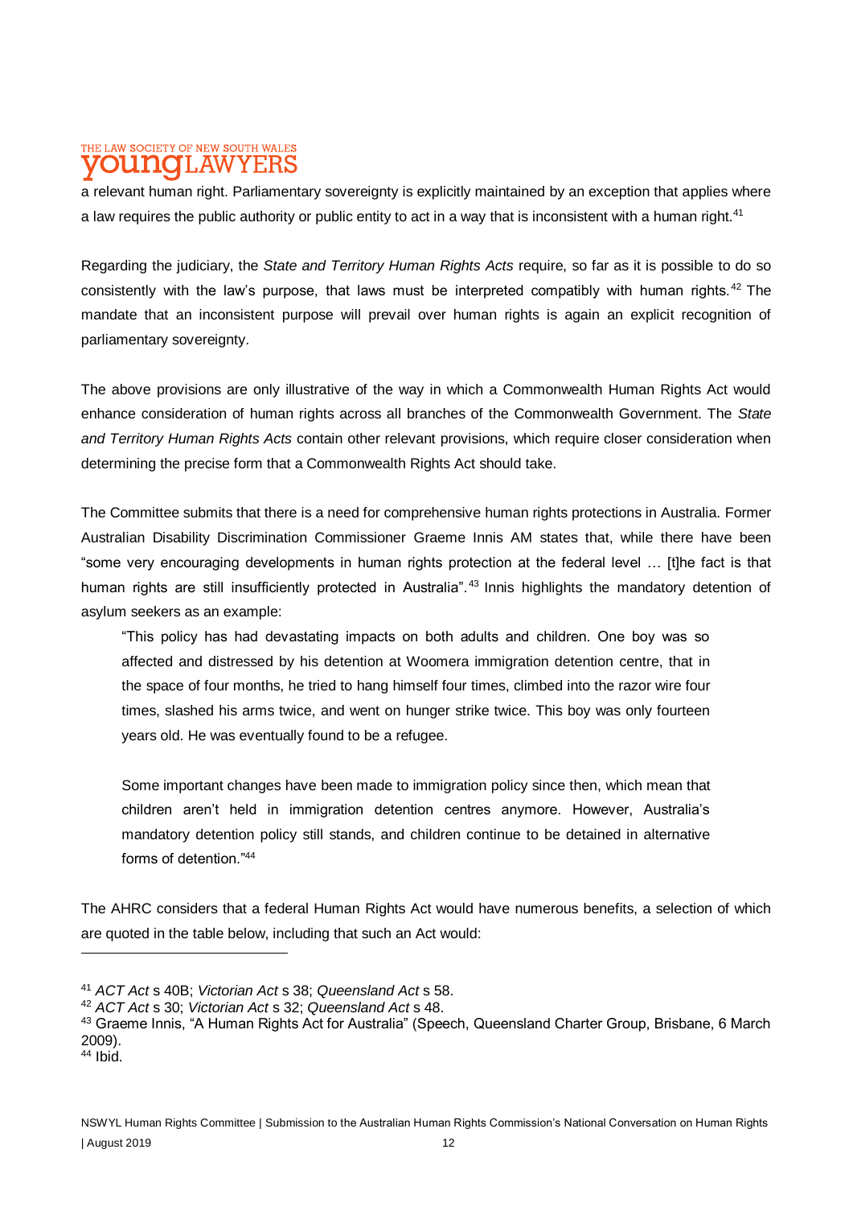a relevant human right. Parliamentary sovereignty is explicitly maintained by an exception that applies where a law requires the public authority or public entity to act in a way that is inconsistent with a human right.[41]

Regarding the judiciary, the *State and Territory Human Rights Acts* require, so far as it is possible to do so consistently with the law's purpose, that laws must be interpreted compatibly with human rights.[42] The mandate that an inconsistent purpose will prevail over human rights is again an explicit recognition of parliamentary sovereignty.

The above provisions are only illustrative of the way in which a Commonwealth Human Rights Act would enhance consideration of human rights across all branches of the Commonwealth Government. The *State and Territory Human Rights Acts* contain other relevant provisions, which require closer consideration when determining the precise form that a Commonwealth Rights Act should take.

The Committee submits that there is a need for comprehensive human rights protections in Australia. Former Australian Disability Discrimination Commissioner Graeme Innis AM states that, while there have been "some very encouraging developments in human rights protection at the federal level … [t]he fact is that human rights are still insufficiently protected in Australia".[43] Innis highlights the mandatory detention of asylum seekers as an example:

> "This policy has had devastating impacts on both adults and children. One boy was so affected and distressed by his detention at Woomera immigration detention centre, that in the space of four months, he tried to hang himself four times, climbed into the razor wire four times, slashed his arms twice, and went on hunger strike twice. This boy was only fourteen years old. He was eventually found to be a refugee.
>
> Some important changes have been made to immigration policy since then, which mean that children aren't held in immigration detention centres anymore. However, Australia's mandatory detention policy still stands, and children continue to be detained in alternative forms of detention."[44]

The AHRC considers that a federal Human Rights Act would have numerous benefits, a selection of which are quoted in the table below, including that such an Act would:

---

[41] *ACT Act* s 40B; *Victorian Act* s 38; *Queensland Act* s 58.
[42] *ACT Act* s 30; *Victorian Act* s 32; *Queensland Act* s 48.
[43] Graeme Innis, "A Human Rights Act for Australia" (Speech, Queensland Charter Group, Brisbane, 6 March 2009).
[44] Ibid.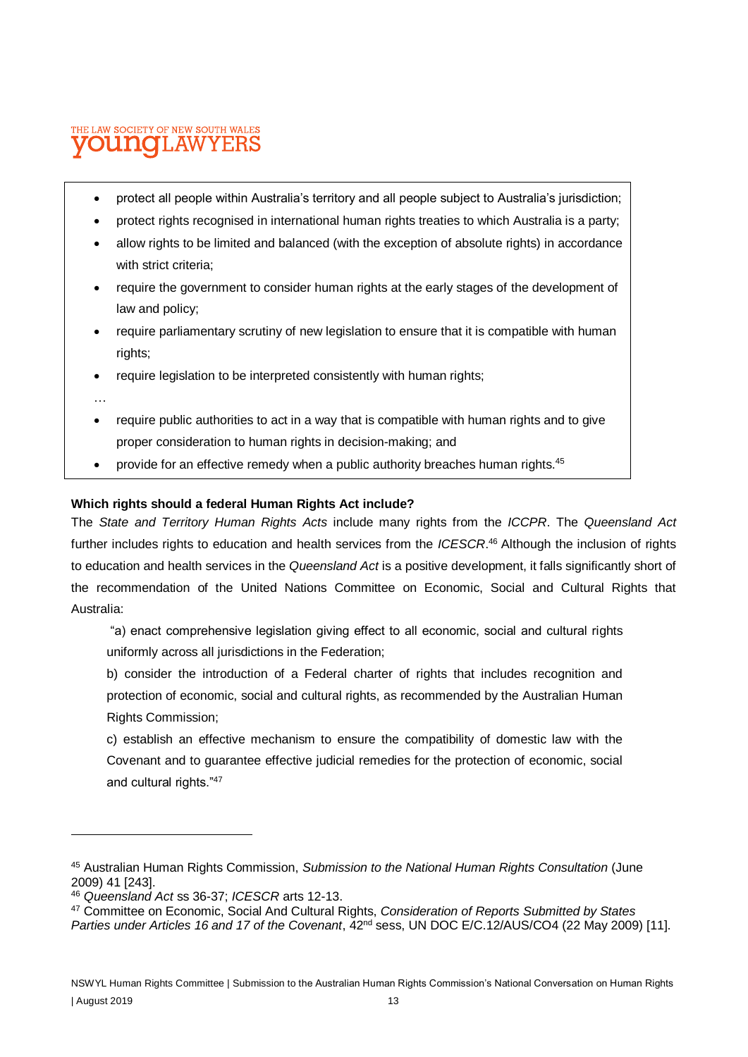- protect all people within Australia's territory and all people subject to Australia's jurisdiction;
- protect rights recognised in international human rights treaties to which Australia is a party;
- allow rights to be limited and balanced (with the exception of absolute rights) in accordance with strict criteria;
- require the government to consider human rights at the early stages of the development of law and policy;
- require parliamentary scrutiny of new legislation to ensure that it is compatible with human rights;
- require legislation to be interpreted consistently with human rights;

…

- require public authorities to act in a way that is compatible with human rights and to give proper consideration to human rights in decision-making; and
- provide for an effective remedy when a public authority breaches human rights.[45]

**Which rights should a federal Human Rights Act include?**

The *State and Territory Human Rights Acts* include many rights from the *ICCPR*. The *Queensland Act* further includes rights to education and health services from the *ICESCR*.[46] Although the inclusion of rights to education and health services in the *Queensland Act* is a positive development, it falls significantly short of the recommendation of the United Nations Committee on Economic, Social and Cultural Rights that Australia:

> "a) enact comprehensive legislation giving effect to all economic, social and cultural rights uniformly across all jurisdictions in the Federation;
>
> b) consider the introduction of a Federal charter of rights that includes recognition and protection of economic, social and cultural rights, as recommended by the Australian Human Rights Commission;
>
> c) establish an effective mechanism to ensure the compatibility of domestic law with the Covenant and to guarantee effective judicial remedies for the protection of economic, social and cultural rights."[47]

---

[45] Australian Human Rights Commission, *Submission to the National Human Rights Consultation* (June 2009) 41 [243].

[46] *Queensland Act* ss 36-37; *ICESCR* arts 12-13.

[47] Committee on Economic, Social And Cultural Rights, *Consideration of Reports Submitted by States Parties under Articles 16 and 17 of the Covenant*, 42nd sess, UN DOC E/C.12/AUS/CO4 (22 May 2009) [11].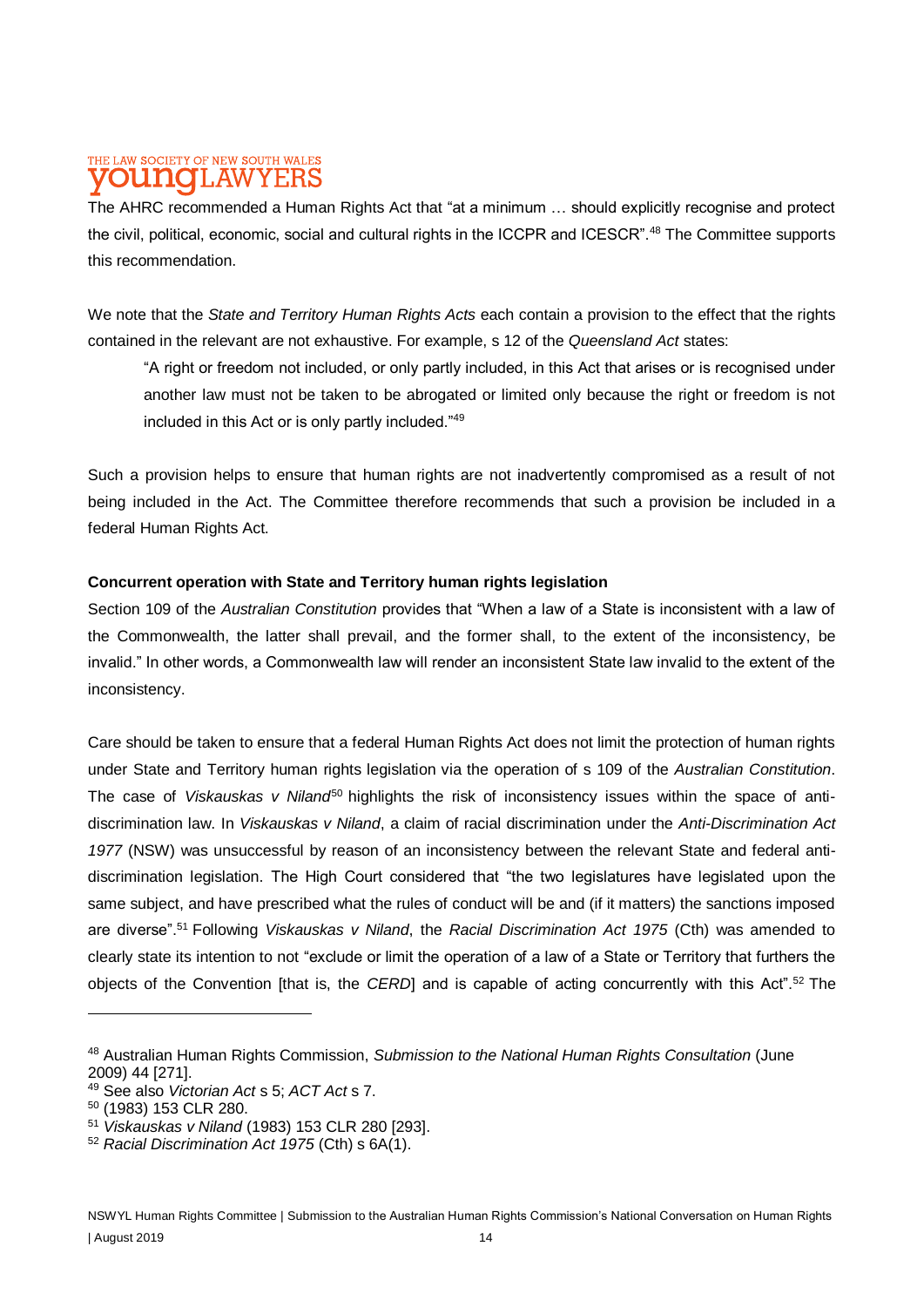The AHRC recommended a Human Rights Act that "at a minimum … should explicitly recognise and protect the civil, political, economic, social and cultural rights in the ICCPR and ICESCR".[48] The Committee supports this recommendation.

We note that the *State and Territory Human Rights Acts* each contain a provision to the effect that the rights contained in the relevant are not exhaustive. For example, s 12 of the *Queensland Act* states:

> "A right or freedom not included, or only partly included, in this Act that arises or is recognised under another law must not be taken to be abrogated or limited only because the right or freedom is not included in this Act or is only partly included."[49]

Such a provision helps to ensure that human rights are not inadvertently compromised as a result of not being included in the Act. The Committee therefore recommends that such a provision be included in a federal Human Rights Act.

**Concurrent operation with State and Territory human rights legislation**

Section 109 of the *Australian Constitution* provides that "When a law of a State is inconsistent with a law of the Commonwealth, the latter shall prevail, and the former shall, to the extent of the inconsistency, be invalid." In other words, a Commonwealth law will render an inconsistent State law invalid to the extent of the inconsistency.

Care should be taken to ensure that a federal Human Rights Act does not limit the protection of human rights under State and Territory human rights legislation via the operation of s 109 of the *Australian Constitution*. The case of *Viskauskas v Niland*[50] highlights the risk of inconsistency issues within the space of anti-discrimination law. In *Viskauskas v Niland*, a claim of racial discrimination under the *Anti-Discrimination Act 1977* (NSW) was unsuccessful by reason of an inconsistency between the relevant State and federal anti-discrimination legislation. The High Court considered that "the two legislatures have legislated upon the same subject, and have prescribed what the rules of conduct will be and (if it matters) the sanctions imposed are diverse".[51] Following *Viskauskas v Niland*, the *Racial Discrimination Act 1975* (Cth) was amended to clearly state its intention to not "exclude or limit the operation of a law of a State or Territory that furthers the objects of the Convention [that is, the *CERD*] and is capable of acting concurrently with this Act".[52] The

---

[48] Australian Human Rights Commission, *Submission to the National Human Rights Consultation* (June 2009) 44 [271].

[49] See also *Victorian Act* s 5; *ACT Act* s 7.

[50] (1983) 153 CLR 280.

[51] *Viskauskas v Niland* (1983) 153 CLR 280 [293].

[52] *Racial Discrimination Act 1975* (Cth) s 6A(1).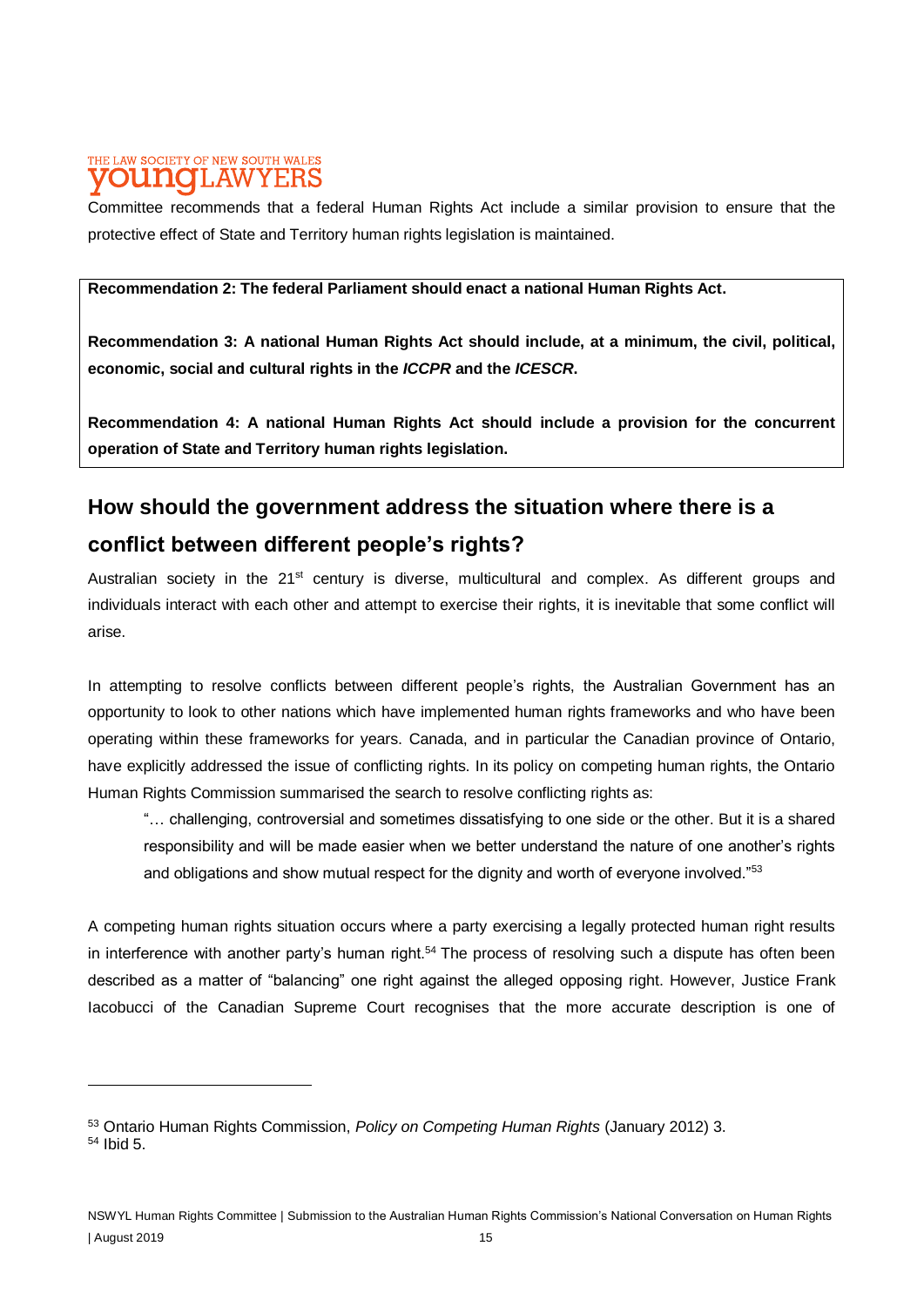Committee recommends that a federal Human Rights Act include a similar provision to ensure that the protective effect of State and Territory human rights legislation is maintained.

> **Recommendation 2: The federal Parliament should enact a national Human Rights Act.**
>
> **Recommendation 3: A national Human Rights Act should include, at a minimum, the civil, political, economic, social and cultural rights in the *ICCPR* and the *ICESCR*.**
>
> **Recommendation 4: A national Human Rights Act should include a provision for the concurrent operation of State and Territory human rights legislation.**

## How should the government address the situation where there is a conflict between different people's rights?

Australian society in the 21st century is diverse, multicultural and complex. As different groups and individuals interact with each other and attempt to exercise their rights, it is inevitable that some conflict will arise.

In attempting to resolve conflicts between different people's rights, the Australian Government has an opportunity to look to other nations which have implemented human rights frameworks and who have been operating within these frameworks for years. Canada, and in particular the Canadian province of Ontario, have explicitly addressed the issue of conflicting rights. In its policy on competing human rights, the Ontario Human Rights Commission summarised the search to resolve conflicting rights as:

> "… challenging, controversial and sometimes dissatisfying to one side or the other. But it is a shared responsibility and will be made easier when we better understand the nature of one another's rights and obligations and show mutual respect for the dignity and worth of everyone involved."[53]

A competing human rights situation occurs where a party exercising a legally protected human right results in interference with another party's human right.[54] The process of resolving such a dispute has often been described as a matter of "balancing" one right against the alleged opposing right. However, Justice Frank Iacobucci of the Canadian Supreme Court recognises that the more accurate description is one of

---

[53] Ontario Human Rights Commission, *Policy on Competing Human Rights* (January 2012) 3.
[54] Ibid 5.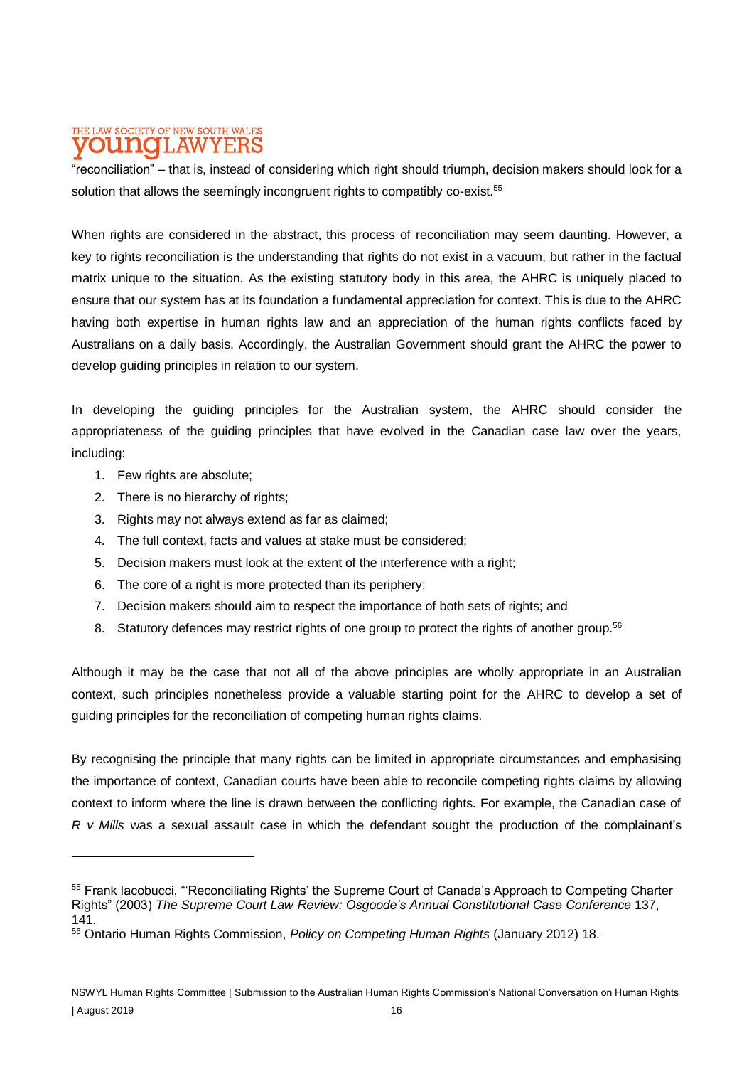"reconciliation" – that is, instead of considering which right should triumph, decision makers should look for a solution that allows the seemingly incongruent rights to compatibly co-exist.[55]

When rights are considered in the abstract, this process of reconciliation may seem daunting. However, a key to rights reconciliation is the understanding that rights do not exist in a vacuum, but rather in the factual matrix unique to the situation. As the existing statutory body in this area, the AHRC is uniquely placed to ensure that our system has at its foundation a fundamental appreciation for context. This is due to the AHRC having both expertise in human rights law and an appreciation of the human rights conflicts faced by Australians on a daily basis. Accordingly, the Australian Government should grant the AHRC the power to develop guiding principles in relation to our system.

In developing the guiding principles for the Australian system, the AHRC should consider the appropriateness of the guiding principles that have evolved in the Canadian case law over the years, including:

1. Few rights are absolute;
2. There is no hierarchy of rights;
3. Rights may not always extend as far as claimed;
4. The full context, facts and values at stake must be considered;
5. Decision makers must look at the extent of the interference with a right;
6. The core of a right is more protected than its periphery;
7. Decision makers should aim to respect the importance of both sets of rights; and
8. Statutory defences may restrict rights of one group to protect the rights of another group.[56]

Although it may be the case that not all of the above principles are wholly appropriate in an Australian context, such principles nonetheless provide a valuable starting point for the AHRC to develop a set of guiding principles for the reconciliation of competing human rights claims.

By recognising the principle that many rights can be limited in appropriate circumstances and emphasising the importance of context, Canadian courts have been able to reconcile competing rights claims by allowing context to inform where the line is drawn between the conflicting rights. For example, the Canadian case of *R v Mills* was a sexual assault case in which the defendant sought the production of the complainant's

---

[55] Frank Iacobucci, "'Reconciliating Rights' the Supreme Court of Canada's Approach to Competing Charter Rights" (2003) *The Supreme Court Law Review: Osgoode's Annual Constitutional Case Conference* 137, 141.

[56] Ontario Human Rights Commission, *Policy on Competing Human Rights* (January 2012) 18.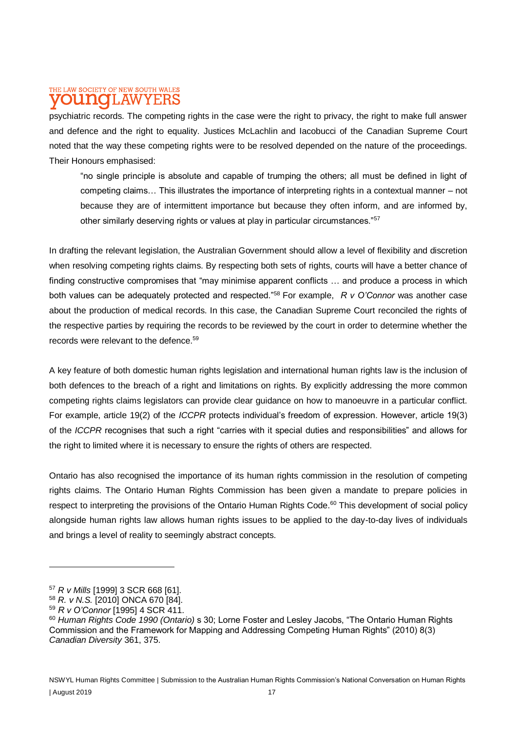psychiatric records. The competing rights in the case were the right to privacy, the right to make full answer and defence and the right to equality. Justices McLachlin and Iacobucci of the Canadian Supreme Court noted that the way these competing rights were to be resolved depended on the nature of the proceedings. Their Honours emphasised:

> "no single principle is absolute and capable of trumping the others; all must be defined in light of competing claims… This illustrates the importance of interpreting rights in a contextual manner – not because they are of intermittent importance but because they often inform, and are informed by, other similarly deserving rights or values at play in particular circumstances."[57]

In drafting the relevant legislation, the Australian Government should allow a level of flexibility and discretion when resolving competing rights claims. By respecting both sets of rights, courts will have a better chance of finding constructive compromises that "may minimise apparent conflicts … and produce a process in which both values can be adequately protected and respected."[58] For example, *R v O'Connor* was another case about the production of medical records. In this case, the Canadian Supreme Court reconciled the rights of the respective parties by requiring the records to be reviewed by the court in order to determine whether the records were relevant to the defence.[59]

A key feature of both domestic human rights legislation and international human rights law is the inclusion of both defences to the breach of a right and limitations on rights. By explicitly addressing the more common competing rights claims legislators can provide clear guidance on how to manoeuvre in a particular conflict. For example, article 19(2) of the *ICCPR* protects individual's freedom of expression. However, article 19(3) of the *ICCPR* recognises that such a right "carries with it special duties and responsibilities" and allows for the right to limited where it is necessary to ensure the rights of others are respected.

Ontario has also recognised the importance of its human rights commission in the resolution of competing rights claims. The Ontario Human Rights Commission has been given a mandate to prepare policies in respect to interpreting the provisions of the Ontario Human Rights Code.[60] This development of social policy alongside human rights law allows human rights issues to be applied to the day-to-day lives of individuals and brings a level of reality to seemingly abstract concepts.

---

[57] *R v Mills* [1999] 3 SCR 668 [61].

[58] *R. v N.S.* [2010] ONCA 670 [84].

[59] *R v O'Connor* [1995] 4 SCR 411.

[60] *Human Rights Code 1990 (Ontario)* s 30; Lorne Foster and Lesley Jacobs, "The Ontario Human Rights Commission and the Framework for Mapping and Addressing Competing Human Rights" (2010) 8(3) *Canadian Diversity* 361, 375.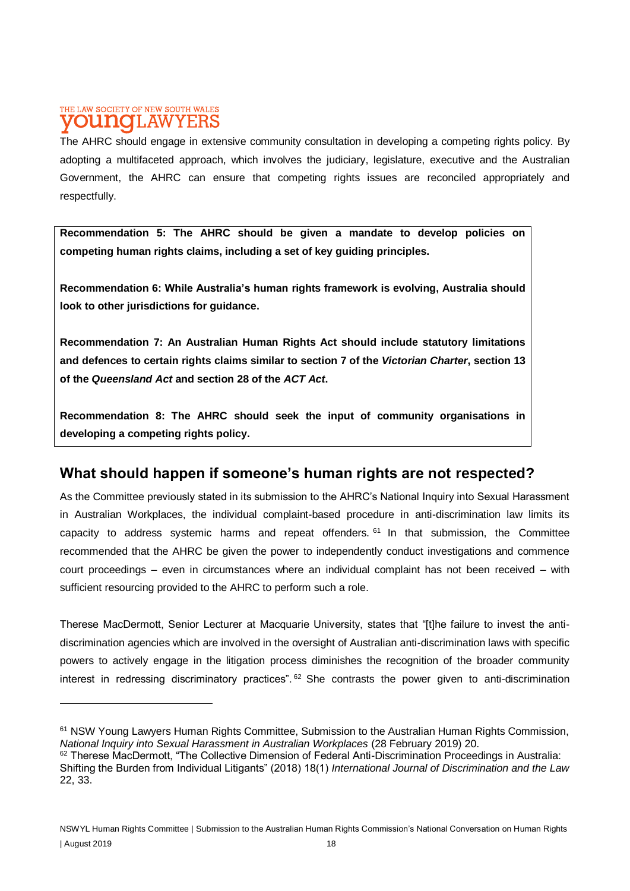The AHRC should engage in extensive community consultation in developing a competing rights policy. By adopting a multifaceted approach, which involves the judiciary, legislature, executive and the Australian Government, the AHRC can ensure that competing rights issues are reconciled appropriately and respectfully.

**Recommendation 5: The AHRC should be given a mandate to develop policies on competing human rights claims, including a set of key guiding principles.**

**Recommendation 6: While Australia's human rights framework is evolving, Australia should look to other jurisdictions for guidance.**

**Recommendation 7: An Australian Human Rights Act should include statutory limitations and defences to certain rights claims similar to section 7 of the *Victorian Charter*, section 13 of the *Queensland Act* and section 28 of the *ACT Act*.**

**Recommendation 8: The AHRC should seek the input of community organisations in developing a competing rights policy.**

## What should happen if someone's human rights are not respected?

As the Committee previously stated in its submission to the AHRC's National Inquiry into Sexual Harassment in Australian Workplaces, the individual complaint-based procedure in anti-discrimination law limits its capacity to address systemic harms and repeat offenders.[61] In that submission, the Committee recommended that the AHRC be given the power to independently conduct investigations and commence court proceedings – even in circumstances where an individual complaint has not been received – with sufficient resourcing provided to the AHRC to perform such a role.

Therese MacDermott, Senior Lecturer at Macquarie University, states that "[t]he failure to invest the anti-discrimination agencies which are involved in the oversight of Australian anti-discrimination laws with specific powers to actively engage in the litigation process diminishes the recognition of the broader community interest in redressing discriminatory practices".[62] She contrasts the power given to anti-discrimination

---

[61] NSW Young Lawyers Human Rights Committee, Submission to the Australian Human Rights Commission, *National Inquiry into Sexual Harassment in Australian Workplaces* (28 February 2019) 20.

[62] Therese MacDermott, "The Collective Dimension of Federal Anti-Discrimination Proceedings in Australia: Shifting the Burden from Individual Litigants" (2018) 18(1) *International Journal of Discrimination and the Law* 22, 33.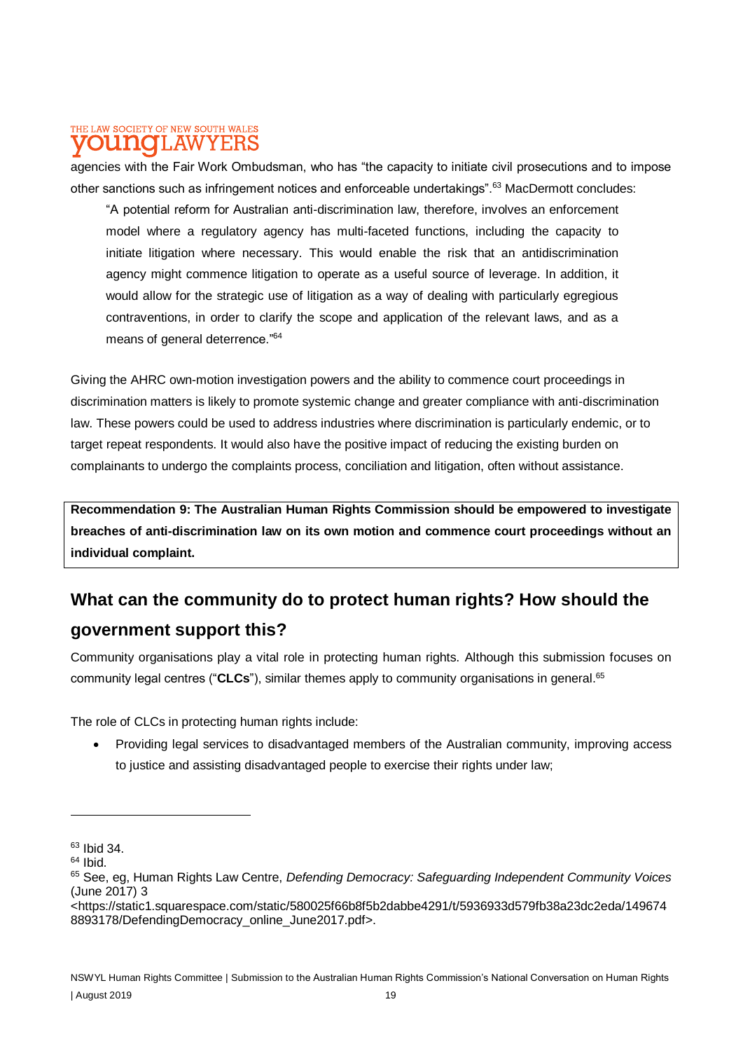agencies with the Fair Work Ombudsman, who has "the capacity to initiate civil prosecutions and to impose other sanctions such as infringement notices and enforceable undertakings".[63] MacDermott concludes:

> "A potential reform for Australian anti-discrimination law, therefore, involves an enforcement model where a regulatory agency has multi-faceted functions, including the capacity to initiate litigation where necessary. This would enable the risk that an antidiscrimination agency might commence litigation to operate as a useful source of leverage. In addition, it would allow for the strategic use of litigation as a way of dealing with particularly egregious contraventions, in order to clarify the scope and application of the relevant laws, and as a means of general deterrence."[64]

Giving the AHRC own-motion investigation powers and the ability to commence court proceedings in discrimination matters is likely to promote systemic change and greater compliance with anti-discrimination law. These powers could be used to address industries where discrimination is particularly endemic, or to target repeat respondents. It would also have the positive impact of reducing the existing burden on complainants to undergo the complaints process, conciliation and litigation, often without assistance.

**Recommendation 9: The Australian Human Rights Commission should be empowered to investigate breaches of anti-discrimination law on its own motion and commence court proceedings without an individual complaint.**

## What can the community do to protect human rights? How should the government support this?

Community organisations play a vital role in protecting human rights. Although this submission focuses on community legal centres ("**CLCs**"), similar themes apply to community organisations in general.[65]

The role of CLCs in protecting human rights include:

- Providing legal services to disadvantaged members of the Australian community, improving access to justice and assisting disadvantaged people to exercise their rights under law;

---

[63] Ibid 34.

[64] Ibid.

[65] See, eg, Human Rights Law Centre, *Defending Democracy: Safeguarding Independent Community Voices* (June 2017) 3 <https://static1.squarespace.com/static/580025f66b8f5b2dabbe4291/t/5936933d579fb38a23dc2eda/1496748893178/DefendingDemocracy_online_June2017.pdf>.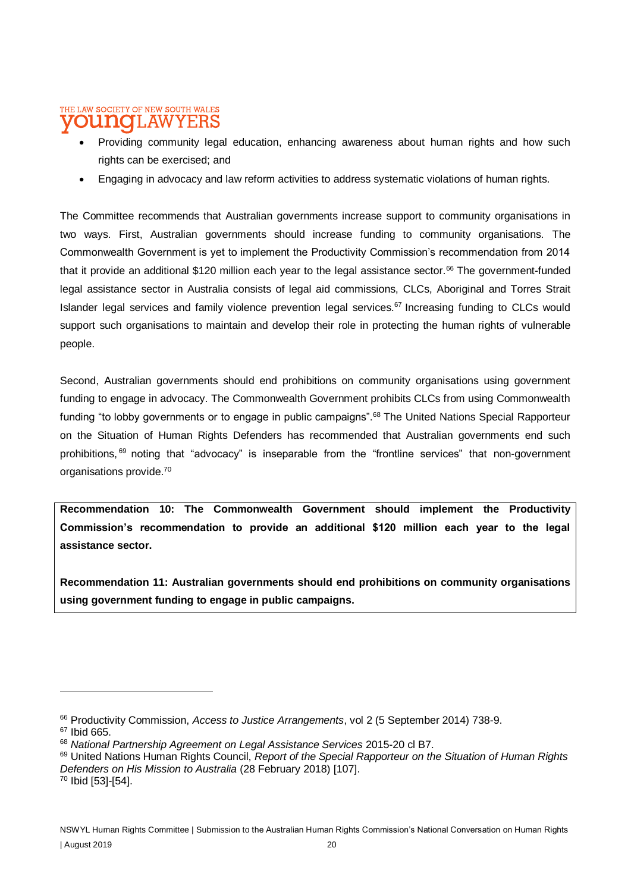- Providing community legal education, enhancing awareness about human rights and how such rights can be exercised; and
- Engaging in advocacy and law reform activities to address systematic violations of human rights.

The Committee recommends that Australian governments increase support to community organisations in two ways. First, Australian governments should increase funding to community organisations. The Commonwealth Government is yet to implement the Productivity Commission's recommendation from 2014 that it provide an additional $120 million each year to the legal assistance sector.[66] The government-funded legal assistance sector in Australia consists of legal aid commissions, CLCs, Aboriginal and Torres Strait Islander legal services and family violence prevention legal services.[67] Increasing funding to CLCs would support such organisations to maintain and develop their role in protecting the human rights of vulnerable people.

Second, Australian governments should end prohibitions on community organisations using government funding to engage in advocacy. The Commonwealth Government prohibits CLCs from using Commonwealth funding "to lobby governments or to engage in public campaigns".[68] The United Nations Special Rapporteur on the Situation of Human Rights Defenders has recommended that Australian governments end such prohibitions,[69] noting that "advocacy" is inseparable from the "frontline services" that non-government organisations provide.[70]

**Recommendation 10: The Commonwealth Government should implement the Productivity Commission's recommendation to provide an additional $120 million each year to the legal assistance sector.**

**Recommendation 11: Australian governments should end prohibitions on community organisations using government funding to engage in public campaigns.**

---

[66] Productivity Commission, *Access to Justice Arrangements*, vol 2 (5 September 2014) 738-9.

[67] Ibid 665.

[68] *National Partnership Agreement on Legal Assistance Services* 2015-20 cl B7.

[69] United Nations Human Rights Council, *Report of the Special Rapporteur on the Situation of Human Rights Defenders on His Mission to Australia* (28 February 2018) [107].

[70] Ibid [53]-[54].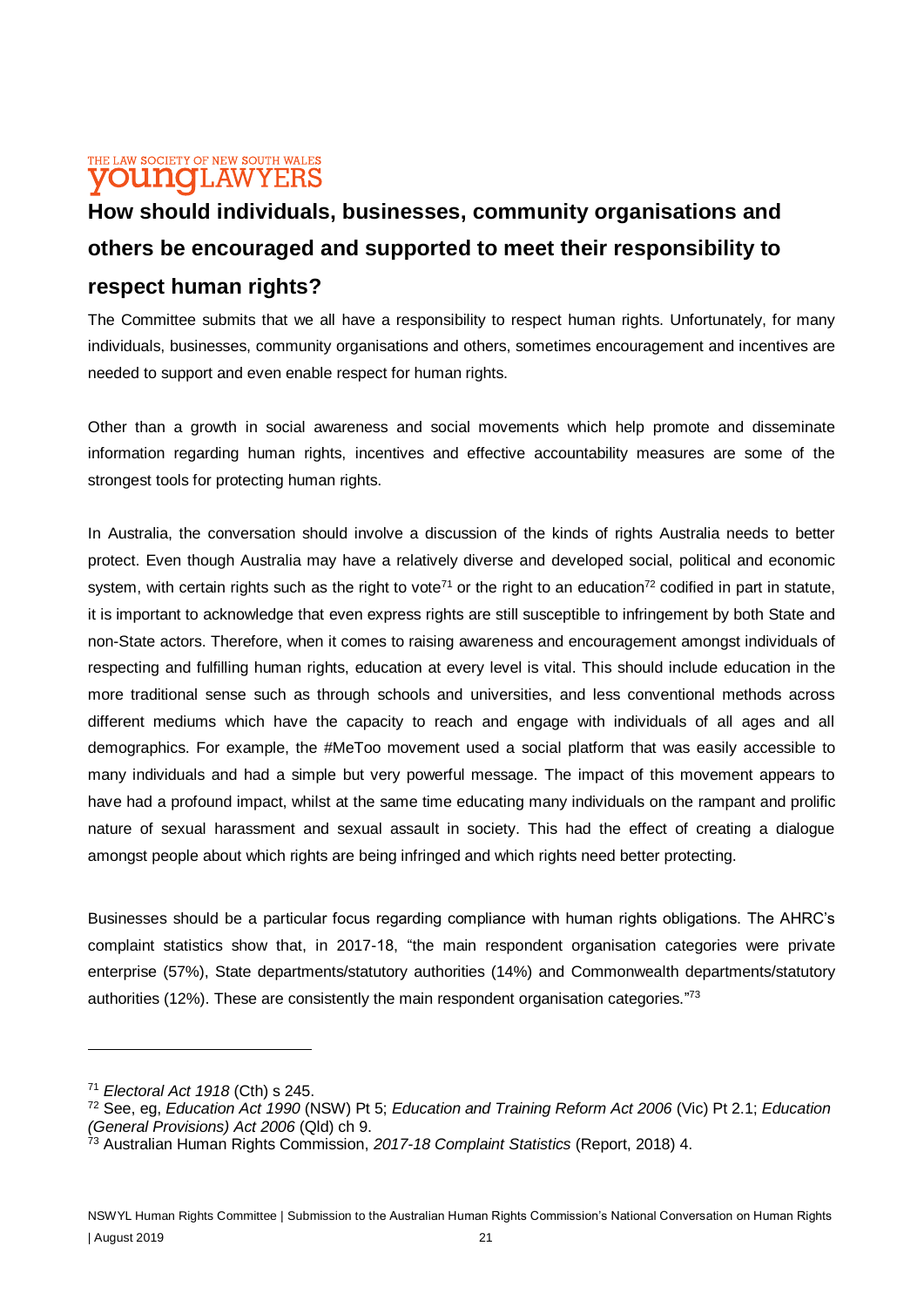## How should individuals, businesses, community organisations and others be encouraged and supported to meet their responsibility to respect human rights?

The Committee submits that we all have a responsibility to respect human rights. Unfortunately, for many individuals, businesses, community organisations and others, sometimes encouragement and incentives are needed to support and even enable respect for human rights.

Other than a growth in social awareness and social movements which help promote and disseminate information regarding human rights, incentives and effective accountability measures are some of the strongest tools for protecting human rights.

In Australia, the conversation should involve a discussion of the kinds of rights Australia needs to better protect. Even though Australia may have a relatively diverse and developed social, political and economic system, with certain rights such as the right to vote[71] or the right to an education[72] codified in part in statute, it is important to acknowledge that even express rights are still susceptible to infringement by both State and non-State actors. Therefore, when it comes to raising awareness and encouragement amongst individuals of respecting and fulfilling human rights, education at every level is vital. This should include education in the more traditional sense such as through schools and universities, and less conventional methods across different mediums which have the capacity to reach and engage with individuals of all ages and all demographics. For example, the #MeToo movement used a social platform that was easily accessible to many individuals and had a simple but very powerful message. The impact of this movement appears to have had a profound impact, whilst at the same time educating many individuals on the rampant and prolific nature of sexual harassment and sexual assault in society. This had the effect of creating a dialogue amongst people about which rights are being infringed and which rights need better protecting.

Businesses should be a particular focus regarding compliance with human rights obligations. The AHRC's complaint statistics show that, in 2017-18, "the main respondent organisation categories were private enterprise (57%), State departments/statutory authorities (14%) and Commonwealth departments/statutory authorities (12%). These are consistently the main respondent organisation categories."[73]

---

[71] *Electoral Act 1918* (Cth) s 245.

[72] See, eg, *Education Act 1990* (NSW) Pt 5; *Education and Training Reform Act 2006* (Vic) Pt 2.1; *Education (General Provisions) Act 2006* (Qld) ch 9.

[73] Australian Human Rights Commission, *2017-18 Complaint Statistics* (Report, 2018) 4.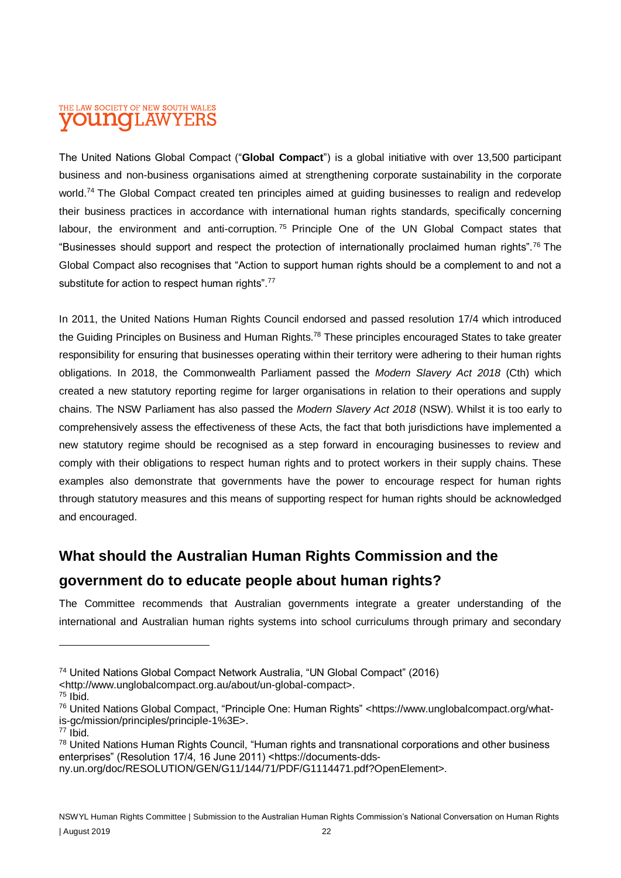The United Nations Global Compact ("**Global Compact**") is a global initiative with over 13,500 participant business and non-business organisations aimed at strengthening corporate sustainability in the corporate world.[74] The Global Compact created ten principles aimed at guiding businesses to realign and redevelop their business practices in accordance with international human rights standards, specifically concerning labour, the environment and anti-corruption.[75] Principle One of the UN Global Compact states that "Businesses should support and respect the protection of internationally proclaimed human rights".[76] The Global Compact also recognises that "Action to support human rights should be a complement to and not a substitute for action to respect human rights".[77]

In 2011, the United Nations Human Rights Council endorsed and passed resolution 17/4 which introduced the Guiding Principles on Business and Human Rights.[78] These principles encouraged States to take greater responsibility for ensuring that businesses operating within their territory were adhering to their human rights obligations. In 2018, the Commonwealth Parliament passed the *Modern Slavery Act 2018* (Cth) which created a new statutory reporting regime for larger organisations in relation to their operations and supply chains. The NSW Parliament has also passed the *Modern Slavery Act 2018* (NSW). Whilst it is too early to comprehensively assess the effectiveness of these Acts, the fact that both jurisdictions have implemented a new statutory regime should be recognised as a step forward in encouraging businesses to review and comply with their obligations to respect human rights and to protect workers in their supply chains. These examples also demonstrate that governments have the power to encourage respect for human rights through statutory measures and this means of supporting respect for human rights should be acknowledged and encouraged.

## What should the Australian Human Rights Commission and the government do to educate people about human rights?

The Committee recommends that Australian governments integrate a greater understanding of the international and Australian human rights systems into school curriculums through primary and secondary

---

[74] United Nations Global Compact Network Australia, "UN Global Compact" (2016) <http://www.unglobalcompact.org.au/about/un-global-compact>.

[75] Ibid.

[76] United Nations Global Compact, "Principle One: Human Rights" <https://www.unglobalcompact.org/what-is-gc/mission/principles/principle-1%3E>.

[77] Ibid.

[78] United Nations Human Rights Council, "Human rights and transnational corporations and other business enterprises" (Resolution 17/4, 16 June 2011) <https://documents-dds-ny.un.org/doc/RESOLUTION/GEN/G11/144/71/PDF/G1114471.pdf?OpenElement>.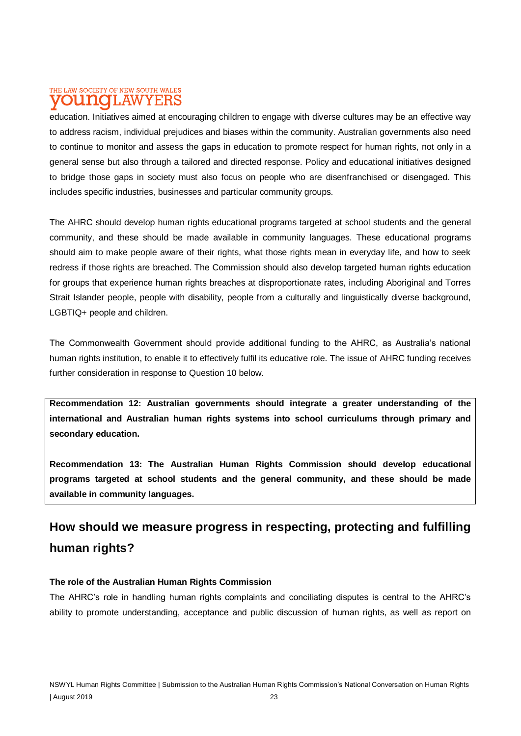education. Initiatives aimed at encouraging children to engage with diverse cultures may be an effective way to address racism, individual prejudices and biases within the community. Australian governments also need to continue to monitor and assess the gaps in education to promote respect for human rights, not only in a general sense but also through a tailored and directed response. Policy and educational initiatives designed to bridge those gaps in society must also focus on people who are disenfranchised or disengaged. This includes specific industries, businesses and particular community groups.

The AHRC should develop human rights educational programs targeted at school students and the general community, and these should be made available in community languages. These educational programs should aim to make people aware of their rights, what those rights mean in everyday life, and how to seek redress if those rights are breached. The Commission should also develop targeted human rights education for groups that experience human rights breaches at disproportionate rates, including Aboriginal and Torres Strait Islander people, people with disability, people from a culturally and linguistically diverse background, LGBTIQ+ people and children.

The Commonwealth Government should provide additional funding to the AHRC, as Australia's national human rights institution, to enable it to effectively fulfil its educative role. The issue of AHRC funding receives further consideration in response to Question 10 below.

**Recommendation 12: Australian governments should integrate a greater understanding of the international and Australian human rights systems into school curriculums through primary and secondary education.**

**Recommendation 13: The Australian Human Rights Commission should develop educational programs targeted at school students and the general community, and these should be made available in community languages.**

## How should we measure progress in respecting, protecting and fulfilling human rights?

**The role of the Australian Human Rights Commission**

The AHRC's role in handling human rights complaints and conciliating disputes is central to the AHRC's ability to promote understanding, acceptance and public discussion of human rights, as well as report on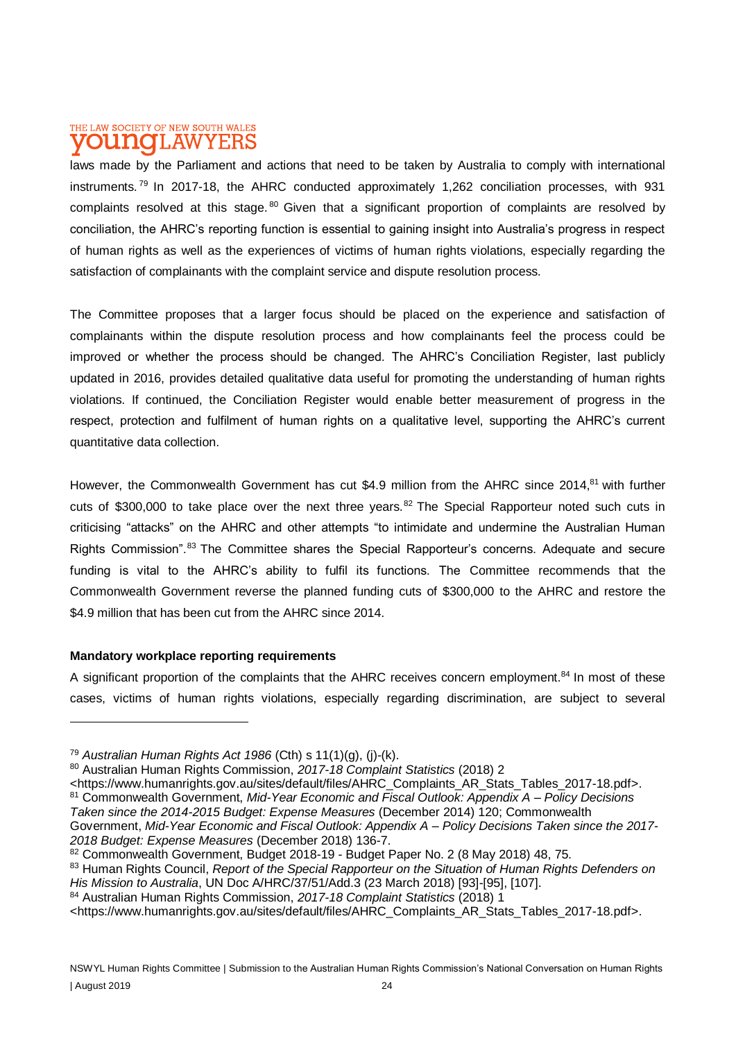laws made by the Parliament and actions that need to be taken by Australia to comply with international instruments.[79] In 2017-18, the AHRC conducted approximately 1,262 conciliation processes, with 931 complaints resolved at this stage.[80] Given that a significant proportion of complaints are resolved by conciliation, the AHRC's reporting function is essential to gaining insight into Australia's progress in respect of human rights as well as the experiences of victims of human rights violations, especially regarding the satisfaction of complainants with the complaint service and dispute resolution process.

The Committee proposes that a larger focus should be placed on the experience and satisfaction of complainants within the dispute resolution process and how complainants feel the process could be improved or whether the process should be changed. The AHRC's Conciliation Register, last publicly updated in 2016, provides detailed qualitative data useful for promoting the understanding of human rights violations. If continued, the Conciliation Register would enable better measurement of progress in the respect, protection and fulfilment of human rights on a qualitative level, supporting the AHRC's current quantitative data collection.

However, the Commonwealth Government has cut $4.9 million from the AHRC since 2014,[81] with further cuts of $300,000 to take place over the next three years.[82] The Special Rapporteur noted such cuts in criticising "attacks" on the AHRC and other attempts "to intimidate and undermine the Australian Human Rights Commission".[83] The Committee shares the Special Rapporteur's concerns. Adequate and secure funding is vital to the AHRC's ability to fulfil its functions. The Committee recommends that the Commonwealth Government reverse the planned funding cuts of $300,000 to the AHRC and restore the $4.9 million that has been cut from the AHRC since 2014.

**Mandatory workplace reporting requirements**

A significant proportion of the complaints that the AHRC receives concern employment.[84] In most of these cases, victims of human rights violations, especially regarding discrimination, are subject to several

---

[79] *Australian Human Rights Act 1986* (Cth) s 11(1)(g), (j)-(k).

[80] Australian Human Rights Commission, *2017-18 Complaint Statistics* (2018) 2 <https://www.humanrights.gov.au/sites/default/files/AHRC_Complaints_AR_Stats_Tables_2017-18.pdf>.

[81] Commonwealth Government, *Mid-Year Economic and Fiscal Outlook: Appendix A – Policy Decisions Taken since the 2014-2015 Budget: Expense Measures* (December 2014) 120; Commonwealth Government, *Mid-Year Economic and Fiscal Outlook: Appendix A – Policy Decisions Taken since the 2017-2018 Budget: Expense Measures* (December 2018) 136-7.

[82] Commonwealth Government, Budget 2018-19 - Budget Paper No. 2 (8 May 2018) 48, 75.

[83] Human Rights Council, *Report of the Special Rapporteur on the Situation of Human Rights Defenders on His Mission to Australia*, UN Doc A/HRC/37/51/Add.3 (23 March 2018) [93]-[95], [107].

[84] Australian Human Rights Commission, *2017-18 Complaint Statistics* (2018) 1 <https://www.humanrights.gov.au/sites/default/files/AHRC_Complaints_AR_Stats_Tables_2017-18.pdf>.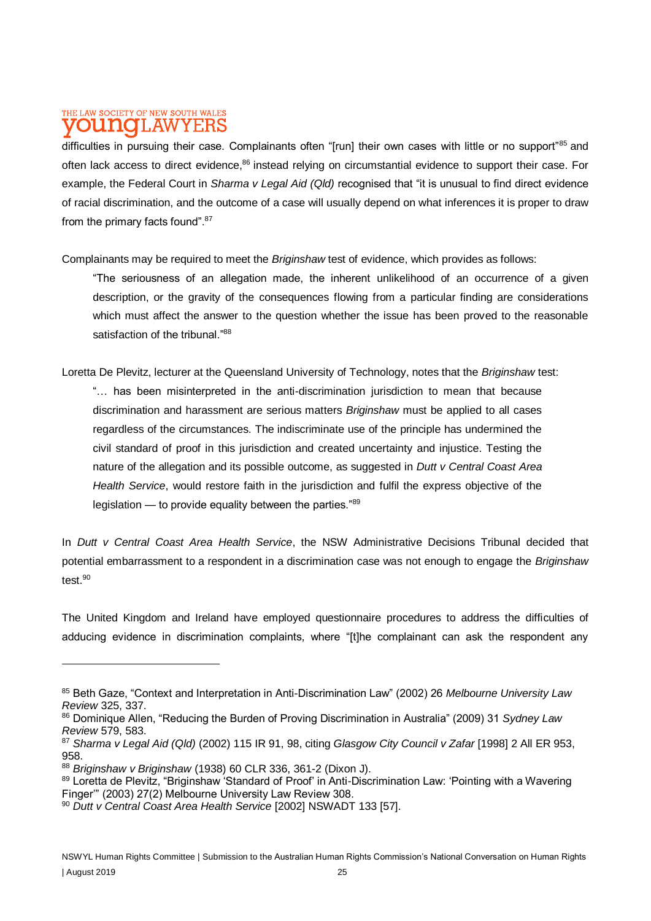difficulties in pursuing their case. Complainants often "[run] their own cases with little or no support"[85] and often lack access to direct evidence,[86] instead relying on circumstantial evidence to support their case. For example, the Federal Court in *Sharma v Legal Aid (Qld)* recognised that "it is unusual to find direct evidence of racial discrimination, and the outcome of a case will usually depend on what inferences it is proper to draw from the primary facts found".[87]

Complainants may be required to meet the *Briginshaw* test of evidence, which provides as follows:

> "The seriousness of an allegation made, the inherent unlikelihood of an occurrence of a given description, or the gravity of the consequences flowing from a particular finding are considerations which must affect the answer to the question whether the issue has been proved to the reasonable satisfaction of the tribunal."[88]

Loretta De Plevitz, lecturer at the Queensland University of Technology, notes that the *Briginshaw* test:

> "… has been misinterpreted in the anti-discrimination jurisdiction to mean that because discrimination and harassment are serious matters *Briginshaw* must be applied to all cases regardless of the circumstances. The indiscriminate use of the principle has undermined the civil standard of proof in this jurisdiction and created uncertainty and injustice. Testing the nature of the allegation and its possible outcome, as suggested in *Dutt v Central Coast Area Health Service*, would restore faith in the jurisdiction and fulfil the express objective of the legislation — to provide equality between the parties."[89]

In *Dutt v Central Coast Area Health Service*, the NSW Administrative Decisions Tribunal decided that potential embarrassment to a respondent in a discrimination case was not enough to engage the *Briginshaw* test.[90]

The United Kingdom and Ireland have employed questionnaire procedures to address the difficulties of adducing evidence in discrimination complaints, where "[t]he complainant can ask the respondent any

---

[85] Beth Gaze, "Context and Interpretation in Anti-Discrimination Law" (2002) 26 *Melbourne University Law Review* 325, 337.

[86] Dominique Allen, "Reducing the Burden of Proving Discrimination in Australia" (2009) 31 *Sydney Law Review* 579, 583.

[87] *Sharma v Legal Aid (Qld)* (2002) 115 IR 91, 98, citing *Glasgow City Council v Zafar* [1998] 2 All ER 953, 958.

[88] *Briginshaw v Briginshaw* (1938) 60 CLR 336, 361-2 (Dixon J).

[89] Loretta de Plevitz, "Briginshaw 'Standard of Proof' in Anti-Discrimination Law: 'Pointing with a Wavering Finger'" (2003) 27(2) Melbourne University Law Review 308.

[90] *Dutt v Central Coast Area Health Service* [2002] NSWADT 133 [57].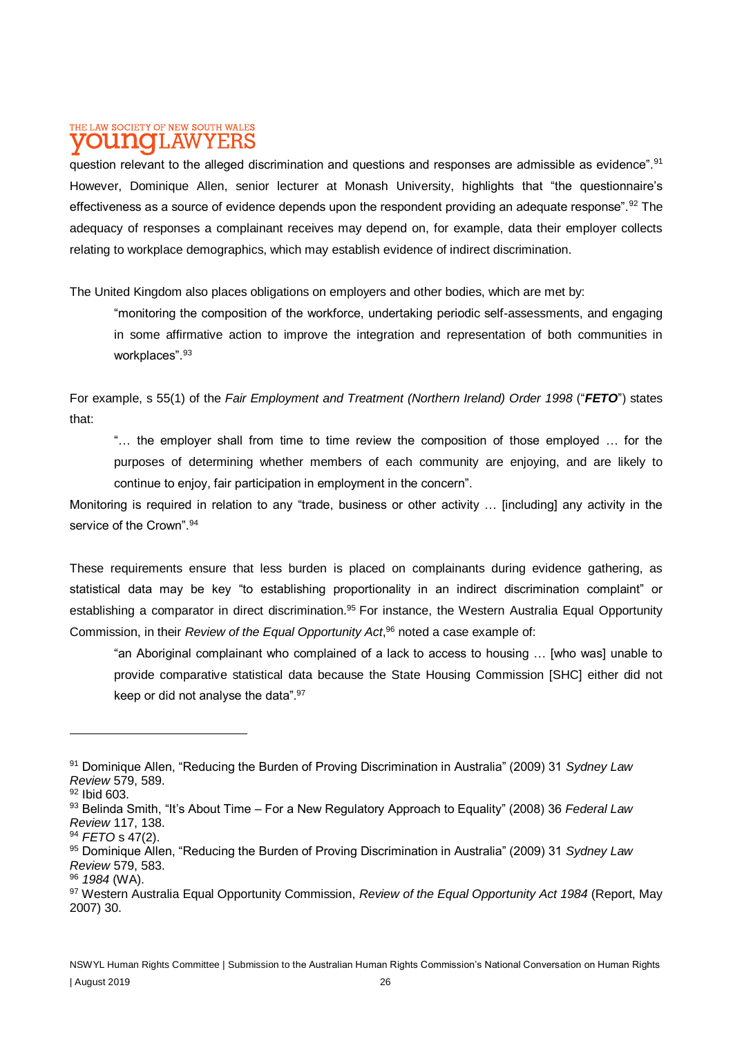question relevant to the alleged discrimination and questions and responses are admissible as evidence".[91] However, Dominique Allen, senior lecturer at Monash University, highlights that "the questionnaire's effectiveness as a source of evidence depends upon the respondent providing an adequate response".[92] The adequacy of responses a complainant receives may depend on, for example, data their employer collects relating to workplace demographics, which may establish evidence of indirect discrimination.

The United Kingdom also places obligations on employers and other bodies, which are met by:

> "monitoring the composition of the workforce, undertaking periodic self-assessments, and engaging in some affirmative action to improve the integration and representation of both communities in workplaces".[93]

For example, s 55(1) of the *Fair Employment and Treatment (Northern Ireland) Order 1998* ("***FETO***") states that:

> "… the employer shall from time to time review the composition of those employed … for the purposes of determining whether members of each community are enjoying, and are likely to continue to enjoy, fair participation in employment in the concern".

Monitoring is required in relation to any "trade, business or other activity … [including] any activity in the service of the Crown".[94]

These requirements ensure that less burden is placed on complainants during evidence gathering, as statistical data may be key "to establishing proportionality in an indirect discrimination complaint" or establishing a comparator in direct discrimination.[95] For instance, the Western Australia Equal Opportunity Commission, in their *Review of the Equal Opportunity Act*,[96] noted a case example of:

> "an Aboriginal complainant who complained of a lack to access to housing … [who was] unable to provide comparative statistical data because the State Housing Commission [SHC] either did not keep or did not analyse the data".[97]

---

[91] Dominique Allen, "Reducing the Burden of Proving Discrimination in Australia" (2009) 31 *Sydney Law Review* 579, 589.
[92] Ibid 603.
[93] Belinda Smith, "It's About Time – For a New Regulatory Approach to Equality" (2008) 36 *Federal Law Review* 117, 138.
[94] *FETO* s 47(2).
[95] Dominique Allen, "Reducing the Burden of Proving Discrimination in Australia" (2009) 31 *Sydney Law Review* 579, 583.
[96] *1984* (WA).
[97] Western Australia Equal Opportunity Commission, *Review of the Equal Opportunity Act 1984* (Report, May 2007) 30.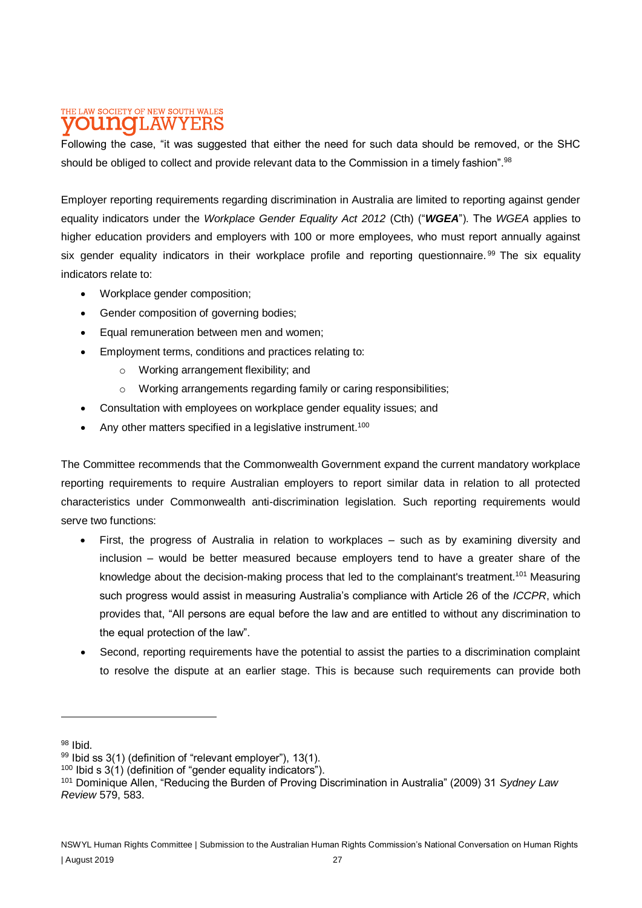Following the case, "it was suggested that either the need for such data should be removed, or the SHC should be obliged to collect and provide relevant data to the Commission in a timely fashion".[98]

Employer reporting requirements regarding discrimination in Australia are limited to reporting against gender equality indicators under the *Workplace Gender Equality Act 2012* (Cth) ("***WGEA***"). The *WGEA* applies to higher education providers and employers with 100 or more employees, who must report annually against six gender equality indicators in their workplace profile and reporting questionnaire.[99] The six equality indicators relate to:

- Workplace gender composition;
- Gender composition of governing bodies;
- Equal remuneration between men and women;
- Employment terms, conditions and practices relating to:
  - Working arrangement flexibility; and
  - Working arrangements regarding family or caring responsibilities;
- Consultation with employees on workplace gender equality issues; and
- Any other matters specified in a legislative instrument.[100]

The Committee recommends that the Commonwealth Government expand the current mandatory workplace reporting requirements to require Australian employers to report similar data in relation to all protected characteristics under Commonwealth anti-discrimination legislation. Such reporting requirements would serve two functions:

- First, the progress of Australia in relation to workplaces – such as by examining diversity and inclusion – would be better measured because employers tend to have a greater share of the knowledge about the decision-making process that led to the complainant's treatment.[101] Measuring such progress would assist in measuring Australia's compliance with Article 26 of the *ICCPR*, which provides that, "All persons are equal before the law and are entitled to without any discrimination to the equal protection of the law".
- Second, reporting requirements have the potential to assist the parties to a discrimination complaint to resolve the dispute at an earlier stage. This is because such requirements can provide both

---

[98] Ibid.

[99] Ibid ss 3(1) (definition of "relevant employer"), 13(1).

[100] Ibid s 3(1) (definition of "gender equality indicators").

[101] Dominique Allen, "Reducing the Burden of Proving Discrimination in Australia" (2009) 31 *Sydney Law Review* 579, 583.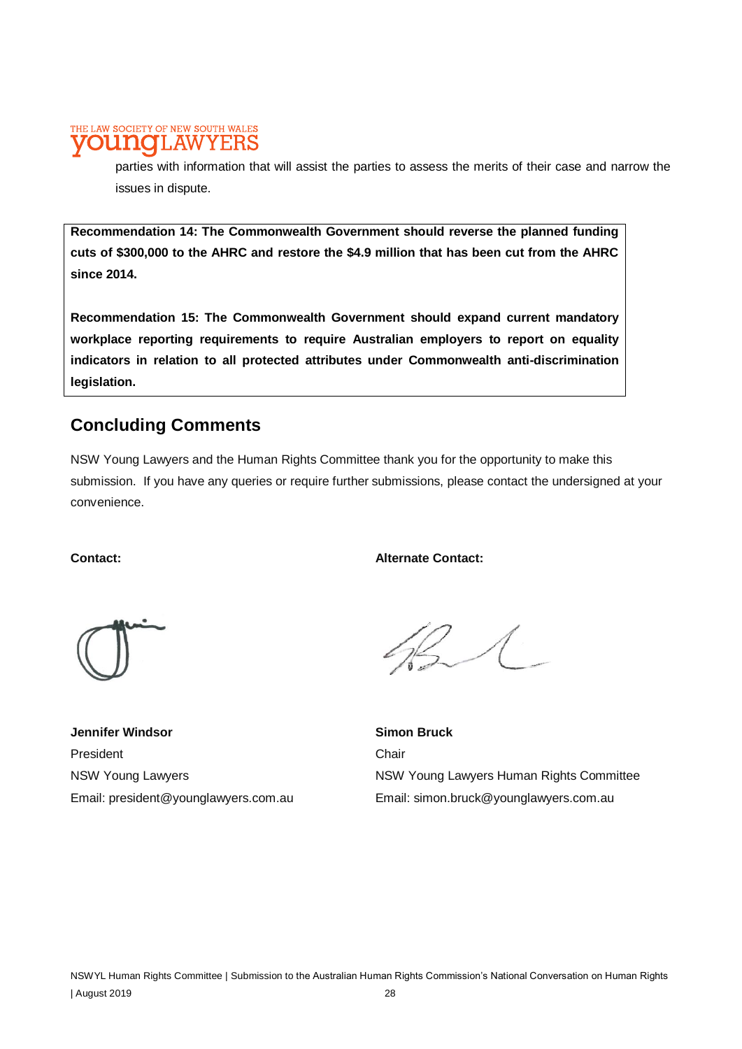parties with information that will assist the parties to assess the merits of their case and narrow the issues in dispute.

**Recommendation 14: The Commonwealth Government should reverse the planned funding cuts of $300,000 to the AHRC and restore the $4.9 million that has been cut from the AHRC since 2014.**

**Recommendation 15: The Commonwealth Government should expand current mandatory workplace reporting requirements to require Australian employers to report on equality indicators in relation to all protected attributes under Commonwealth anti-discrimination legislation.**

## Concluding Comments

NSW Young Lawyers and the Human Rights Committee thank you for the opportunity to make this submission. If you have any queries or require further submissions, please contact the undersigned at your convenience.

**Contact:**

**Jennifer Windsor**
President
NSW Young Lawyers
Email: president@younglawyers.com.au

**Alternate Contact:**

**Simon Bruck**
Chair
NSW Young Lawyers Human Rights Committee
Email: simon.bruck@younglawyers.com.au